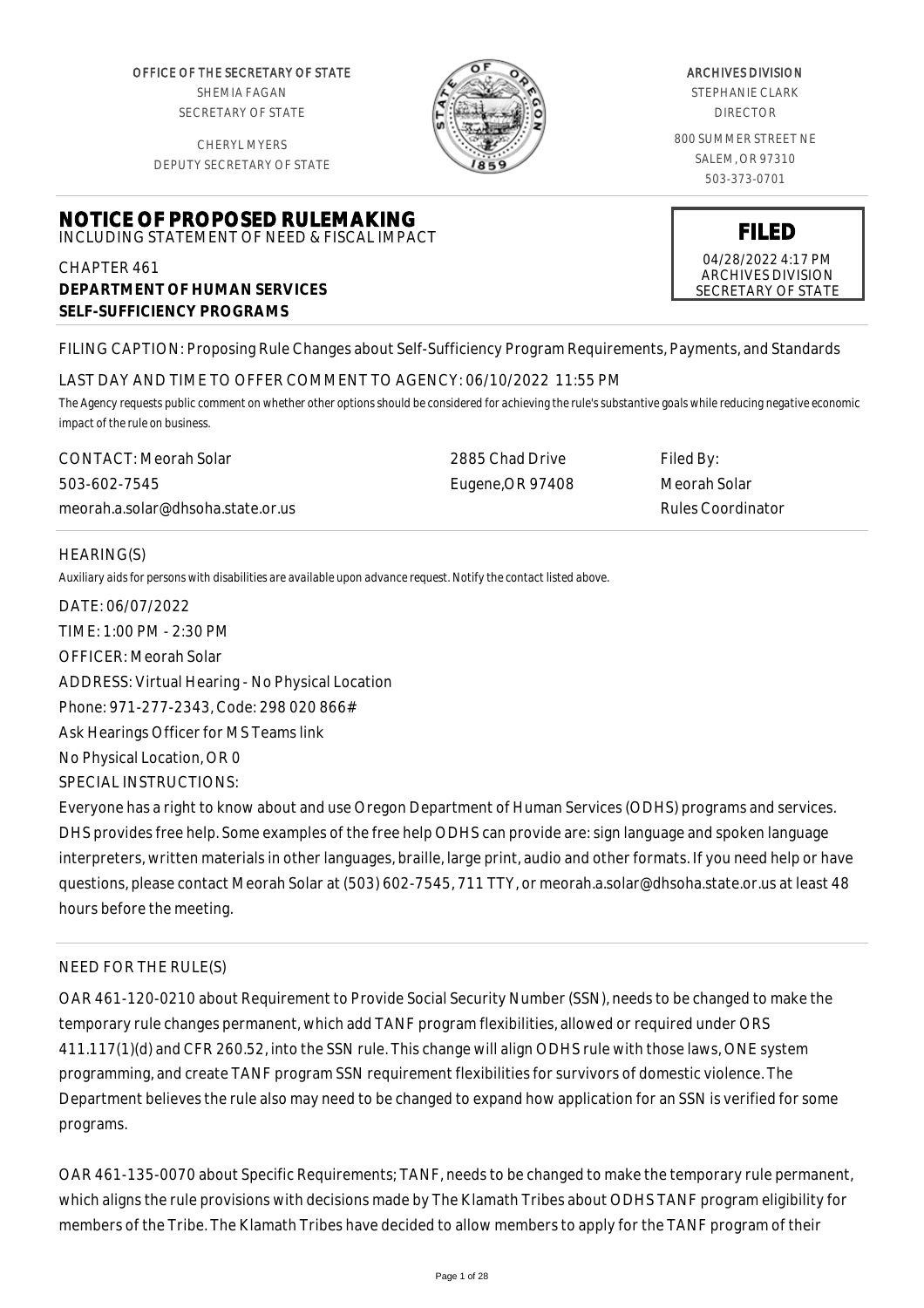OFFICE OF THE SECRETARY OF STATE
SHEMIA FAGAN
SECRETARY OF STATE

CHERYL MYERS
DEPUTY SECRETARY OF STATE

ARCHIVES DIVISION
STEPHANIE CLARK
DIRECTOR

800 SUMMER STREET NE
SALEM, OR 97310
503-373-0701

**FILED**
04/28/2022 4:17 PM
ARCHIVES DIVISION
SECRETARY OF STATE

# NOTICE OF PROPOSED RULEMAKING

INCLUDING STATEMENT OF NEED & FISCAL IMPACT

CHAPTER 461
**DEPARTMENT OF HUMAN SERVICES**
**SELF-SUFFICIENCY PROGRAMS**

FILING CAPTION: Proposing Rule Changes about Self-Sufficiency Program Requirements, Payments, and Standards

LAST DAY AND TIME TO OFFER COMMENT TO AGENCY: 06/10/2022 11:55 PM

*The Agency requests public comment on whether other options should be considered for achieving the rule's substantive goals while reducing negative economic impact of the rule on business.*

| CONTACT: Meorah Solar | 2885 Chad Drive | Filed By: |
|---|---|---|
| 503-602-7545 | Eugene,OR 97408 | Meorah Solar |
| meorah.a.solar@dhsoha.state.or.us | | Rules Coordinator |

HEARING(S)

*Auxiliary aids for persons with disabilities are available upon advance request. Notify the contact listed above.*

DATE: 06/07/2022
TIME: 1:00 PM - 2:30 PM
OFFICER: Meorah Solar
ADDRESS: Virtual Hearing - No Physical Location
Phone: 971-277-2343, Code: 298 020 866#
Ask Hearings Officer for MS Teams link
No Physical Location, OR 0
SPECIAL INSTRUCTIONS:
Everyone has a right to know about and use Oregon Department of Human Services (ODHS) programs and services. DHS provides free help. Some examples of the free help ODHS can provide are: sign language and spoken language interpreters, written materials in other languages, braille, large print, audio and other formats. If you need help or have questions, please contact Meorah Solar at (503) 602-7545, 711 TTY, or meorah.a.solar@dhsoha.state.or.us at least 48 hours before the meeting.

NEED FOR THE RULE(S)

OAR 461-120-0210 about Requirement to Provide Social Security Number (SSN), needs to be changed to make the temporary rule changes permanent, which add TANF program flexibilities, allowed or required under ORS 411.117(1)(d) and CFR 260.52, into the SSN rule. This change will align ODHS rule with those laws, ONE system programming, and create TANF program SSN requirement flexibilities for survivors of domestic violence. The Department believes the rule also may need to be changed to expand how application for an SSN is verified for some programs.

OAR 461-135-0070 about Specific Requirements; TANF, needs to be changed to make the temporary rule permanent, which aligns the rule provisions with decisions made by The Klamath Tribes about ODHS TANF program eligibility for members of the Tribe. The Klamath Tribes have decided to allow members to apply for the TANF program of their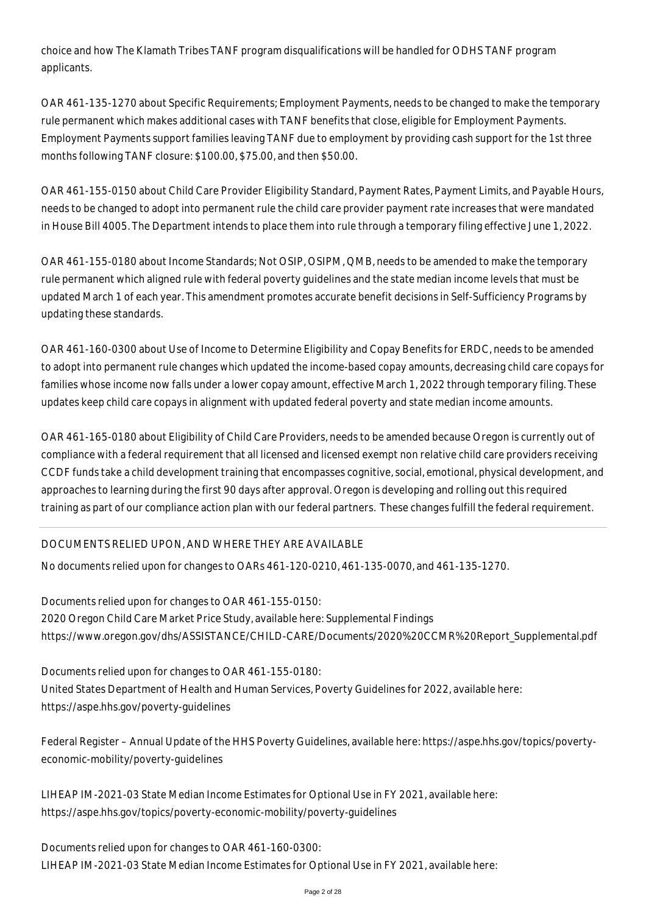choice and how The Klamath Tribes TANF program disqualifications will be handled for ODHS TANF program applicants.

OAR 461-135-1270 about Specific Requirements; Employment Payments, needs to be changed to make the temporary rule permanent which makes additional cases with TANF benefits that close, eligible for Employment Payments. Employment Payments support families leaving TANF due to employment by providing cash support for the 1st three months following TANF closure: $100.00, $75.00, and then $50.00.

OAR 461-155-0150 about Child Care Provider Eligibility Standard, Payment Rates, Payment Limits, and Payable Hours, needs to be changed to adopt into permanent rule the child care provider payment rate increases that were mandated in House Bill 4005. The Department intends to place them into rule through a temporary filing effective June 1, 2022.

OAR 461-155-0180 about Income Standards; Not OSIP, OSIPM, QMB, needs to be amended to make the temporary rule permanent which aligned rule with federal poverty guidelines and the state median income levels that must be updated March 1 of each year. This amendment promotes accurate benefit decisions in Self-Sufficiency Programs by updating these standards.

OAR 461-160-0300 about Use of Income to Determine Eligibility and Copay Benefits for ERDC, needs to be amended to adopt into permanent rule changes which updated the income-based copay amounts, decreasing child care copays for families whose income now falls under a lower copay amount, effective March 1, 2022 through temporary filing. These updates keep child care copays in alignment with updated federal poverty and state median income amounts.

OAR 461-165-0180 about Eligibility of Child Care Providers, needs to be amended because Oregon is currently out of compliance with a federal requirement that all licensed and licensed exempt non relative child care providers receiving CCDF funds take a child development training that encompasses cognitive, social, emotional, physical development, and approaches to learning during the first 90 days after approval. Oregon is developing and rolling out this required training as part of our compliance action plan with our federal partners. These changes fulfill the federal requirement.

---

DOCUMENTS RELIED UPON, AND WHERE THEY ARE AVAILABLE

No documents relied upon for changes to OARs 461-120-0210, 461-135-0070, and 461-135-1270.

Documents relied upon for changes to OAR 461-155-0150:
2020 Oregon Child Care Market Price Study, available here: Supplemental Findings
https://www.oregon.gov/dhs/ASSISTANCE/CHILD-CARE/Documents/2020%20CCMR%20Report_Supplemental.pdf

Documents relied upon for changes to OAR 461-155-0180:
United States Department of Health and Human Services, Poverty Guidelines for 2022, available here:
https://aspe.hhs.gov/poverty-guidelines

Federal Register – Annual Update of the HHS Poverty Guidelines, available here: https://aspe.hhs.gov/topics/poverty-economic-mobility/poverty-guidelines

LIHEAP IM-2021-03 State Median Income Estimates for Optional Use in FY 2021, available here:
https://aspe.hhs.gov/topics/poverty-economic-mobility/poverty-guidelines

Documents relied upon for changes to OAR 461-160-0300:
LIHEAP IM-2021-03 State Median Income Estimates for Optional Use in FY 2021, available here: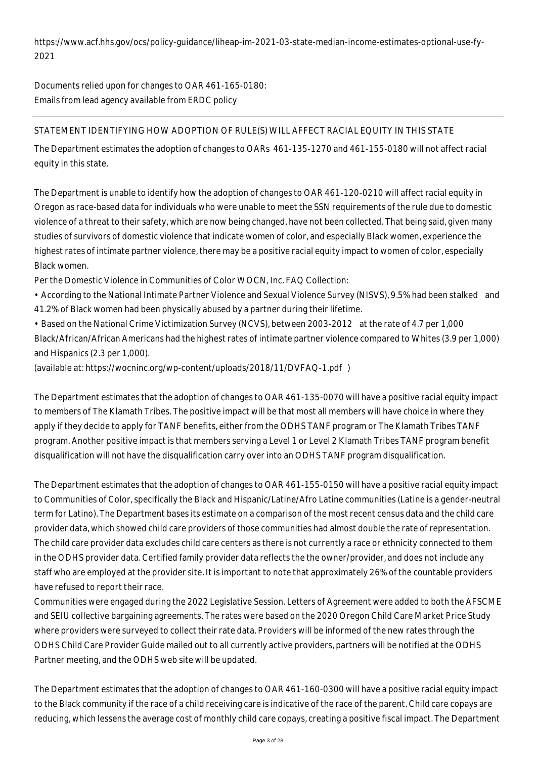https://www.acf.hhs.gov/ocs/policy-guidance/liheap-im-2021-03-state-median-income-estimates-optional-use-fy-2021

Documents relied upon for changes to OAR 461-165-0180:
Emails from lead agency available from ERDC policy

STATEMENT IDENTIFYING HOW ADOPTION OF RULE(S) WILL AFFECT RACIAL EQUITY IN THIS STATE

The Department estimates the adoption of changes to OARs 461-135-1270 and 461-155-0180 will not affect racial equity in this state.

The Department is unable to identify how the adoption of changes to OAR 461-120-0210 will affect racial equity in Oregon as race-based data for individuals who were unable to meet the SSN requirements of the rule due to domestic violence of a threat to their safety, which are now being changed, have not been collected. That being said, given many studies of survivors of domestic violence that indicate women of color, and especially Black women, experience the highest rates of intimate partner violence, there may be a positive racial equity impact to women of color, especially Black women.

Per the Domestic Violence in Communities of Color WOCN, Inc. FAQ Collection:

• According to the National Intimate Partner Violence and Sexual Violence Survey (NISVS), 9.5% had been stalked and 41.2% of Black women had been physically abused by a partner during their lifetime.

• Based on the National Crime Victimization Survey (NCVS), between 2003-2012 at the rate of 4.7 per 1,000 Black/African/African Americans had the highest rates of intimate partner violence compared to Whites (3.9 per 1,000) and Hispanics (2.3 per 1,000).

(available at: https://wocninc.org/wp-content/uploads/2018/11/DVFAQ-1.pdf )

The Department estimates that the adoption of changes to OAR 461-135-0070 will have a positive racial equity impact to members of The Klamath Tribes. The positive impact will be that most all members will have choice in where they apply if they decide to apply for TANF benefits, either from the ODHS TANF program or The Klamath Tribes TANF program. Another positive impact is that members serving a Level 1 or Level 2 Klamath Tribes TANF program benefit disqualification will not have the disqualification carry over into an ODHS TANF program disqualification.

The Department estimates that the adoption of changes to OAR 461-155-0150 will have a positive racial equity impact to Communities of Color, specifically the Black and Hispanic/Latine/Afro Latine communities (Latine is a gender-neutral term for Latino). The Department bases its estimate on a comparison of the most recent census data and the child care provider data, which showed child care providers of those communities had almost double the rate of representation. The child care provider data excludes child care centers as there is not currently a race or ethnicity connected to them in the ODHS provider data. Certified family provider data reflects the the owner/provider, and does not include any staff who are employed at the provider site. It is important to note that approximately 26% of the countable providers have refused to report their race.

Communities were engaged during the 2022 Legislative Session. Letters of Agreement were added to both the AFSCME and SEIU collective bargaining agreements. The rates were based on the 2020 Oregon Child Care Market Price Study where providers were surveyed to collect their rate data. Providers will be informed of the new rates through the ODHS Child Care Provider Guide mailed out to all currently active providers, partners will be notified at the ODHS Partner meeting, and the ODHS web site will be updated.

The Department estimates that the adoption of changes to OAR 461-160-0300 will have a positive racial equity impact to the Black community if the race of a child receiving care is indicative of the race of the parent. Child care copays are reducing, which lessens the average cost of monthly child care copays, creating a positive fiscal impact. The Department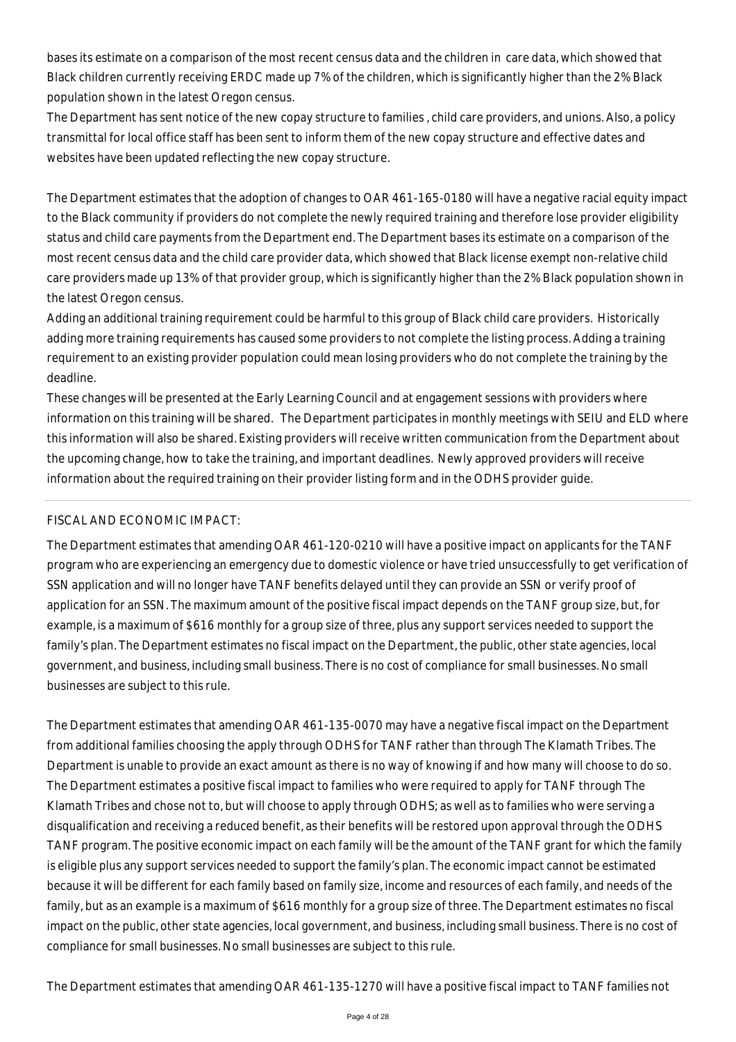bases its estimate on a comparison of the most recent census data and the children in care data, which showed that Black children currently receiving ERDC made up 7% of the children, which is significantly higher than the 2% Black population shown in the latest Oregon census.

The Department has sent notice of the new copay structure to families , child care providers, and unions. Also, a policy transmittal for local office staff has been sent to inform them of the new copay structure and effective dates and websites have been updated reflecting the new copay structure.

The Department estimates that the adoption of changes to OAR 461-165-0180 will have a negative racial equity impact to the Black community if providers do not complete the newly required training and therefore lose provider eligibility status and child care payments from the Department end. The Department bases its estimate on a comparison of the most recent census data and the child care provider data, which showed that Black license exempt non-relative child care providers made up 13% of that provider group, which is significantly higher than the 2% Black population shown in the latest Oregon census.

Adding an additional training requirement could be harmful to this group of Black child care providers. Historically adding more training requirements has caused some providers to not complete the listing process. Adding a training requirement to an existing provider population could mean losing providers who do not complete the training by the deadline.

These changes will be presented at the Early Learning Council and at engagement sessions with providers where information on this training will be shared. The Department participates in monthly meetings with SEIU and ELD where this information will also be shared. Existing providers will receive written communication from the Department about the upcoming change, how to take the training, and important deadlines. Newly approved providers will receive information about the required training on their provider listing form and in the ODHS provider guide.

---

FISCAL AND ECONOMIC IMPACT:

The Department estimates that amending OAR 461-120-0210 will have a positive impact on applicants for the TANF program who are experiencing an emergency due to domestic violence or have tried unsuccessfully to get verification of SSN application and will no longer have TANF benefits delayed until they can provide an SSN or verify proof of application for an SSN. The maximum amount of the positive fiscal impact depends on the TANF group size, but, for example, is a maximum of $616 monthly for a group size of three, plus any support services needed to support the family's plan. The Department estimates no fiscal impact on the Department, the public, other state agencies, local government, and business, including small business. There is no cost of compliance for small businesses. No small businesses are subject to this rule.

The Department estimates that amending OAR 461-135-0070 may have a negative fiscal impact on the Department from additional families choosing the apply through ODHS for TANF rather than through The Klamath Tribes. The Department is unable to provide an exact amount as there is no way of knowing if and how many will choose to do so. The Department estimates a positive fiscal impact to families who were required to apply for TANF through The Klamath Tribes and chose not to, but will choose to apply through ODHS; as well as to families who were serving a disqualification and receiving a reduced benefit, as their benefits will be restored upon approval through the ODHS TANF program. The positive economic impact on each family will be the amount of the TANF grant for which the family is eligible plus any support services needed to support the family's plan. The economic impact cannot be estimated because it will be different for each family based on family size, income and resources of each family, and needs of the family, but as an example is a maximum of $616 monthly for a group size of three. The Department estimates no fiscal impact on the public, other state agencies, local government, and business, including small business. There is no cost of compliance for small businesses. No small businesses are subject to this rule.

The Department estimates that amending OAR 461-135-1270 will have a positive fiscal impact to TANF families not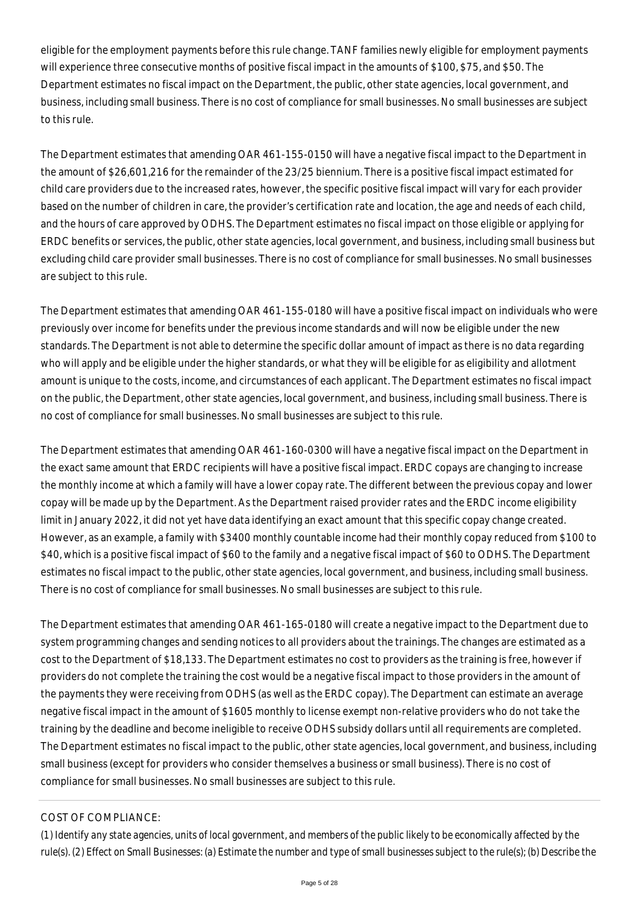eligible for the employment payments before this rule change. TANF families newly eligible for employment payments will experience three consecutive months of positive fiscal impact in the amounts of $100, $75, and $50. The Department estimates no fiscal impact on the Department, the public, other state agencies, local government, and business, including small business. There is no cost of compliance for small businesses. No small businesses are subject to this rule.

The Department estimates that amending OAR 461-155-0150 will have a negative fiscal impact to the Department in the amount of $26,601,216 for the remainder of the 23/25 biennium. There is a positive fiscal impact estimated for child care providers due to the increased rates, however, the specific positive fiscal impact will vary for each provider based on the number of children in care, the provider's certification rate and location, the age and needs of each child, and the hours of care approved by ODHS. The Department estimates no fiscal impact on those eligible or applying for ERDC benefits or services, the public, other state agencies, local government, and business, including small business but excluding child care provider small businesses. There is no cost of compliance for small businesses. No small businesses are subject to this rule.

The Department estimates that amending OAR 461-155-0180 will have a positive fiscal impact on individuals who were previously over income for benefits under the previous income standards and will now be eligible under the new standards. The Department is not able to determine the specific dollar amount of impact as there is no data regarding who will apply and be eligible under the higher standards, or what they will be eligible for as eligibility and allotment amount is unique to the costs, income, and circumstances of each applicant. The Department estimates no fiscal impact on the public, the Department, other state agencies, local government, and business, including small business. There is no cost of compliance for small businesses. No small businesses are subject to this rule.

The Department estimates that amending OAR 461-160-0300 will have a negative fiscal impact on the Department in the exact same amount that ERDC recipients will have a positive fiscal impact. ERDC copays are changing to increase the monthly income at which a family will have a lower copay rate. The different between the previous copay and lower copay will be made up by the Department. As the Department raised provider rates and the ERDC income eligibility limit in January 2022, it did not yet have data identifying an exact amount that this specific copay change created. However, as an example, a family with $3400 monthly countable income had their monthly copay reduced from $100 to $40, which is a positive fiscal impact of $60 to the family and a negative fiscal impact of $60 to ODHS. The Department estimates no fiscal impact to the public, other state agencies, local government, and business, including small business. There is no cost of compliance for small businesses. No small businesses are subject to this rule.

The Department estimates that amending OAR 461-165-0180 will create a negative impact to the Department due to system programming changes and sending notices to all providers about the trainings. The changes are estimated as a cost to the Department of $18,133. The Department estimates no cost to providers as the training is free, however if providers do not complete the training the cost would be a negative fiscal impact to those providers in the amount of the payments they were receiving from ODHS (as well as the ERDC copay). The Department can estimate an average negative fiscal impact in the amount of $1605 monthly to license exempt non-relative providers who do not take the training by the deadline and become ineligible to receive ODHS subsidy dollars until all requirements are completed. The Department estimates no fiscal impact to the public, other state agencies, local government, and business, including small business (except for providers who consider themselves a business or small business). There is no cost of compliance for small businesses. No small businesses are subject to this rule.

COST OF COMPLIANCE:

*(1) Identify any state agencies, units of local government, and members of the public likely to be economically affected by the rule(s). (2) Effect on Small Businesses: (a) Estimate the number and type of small businesses subject to the rule(s); (b) Describe the*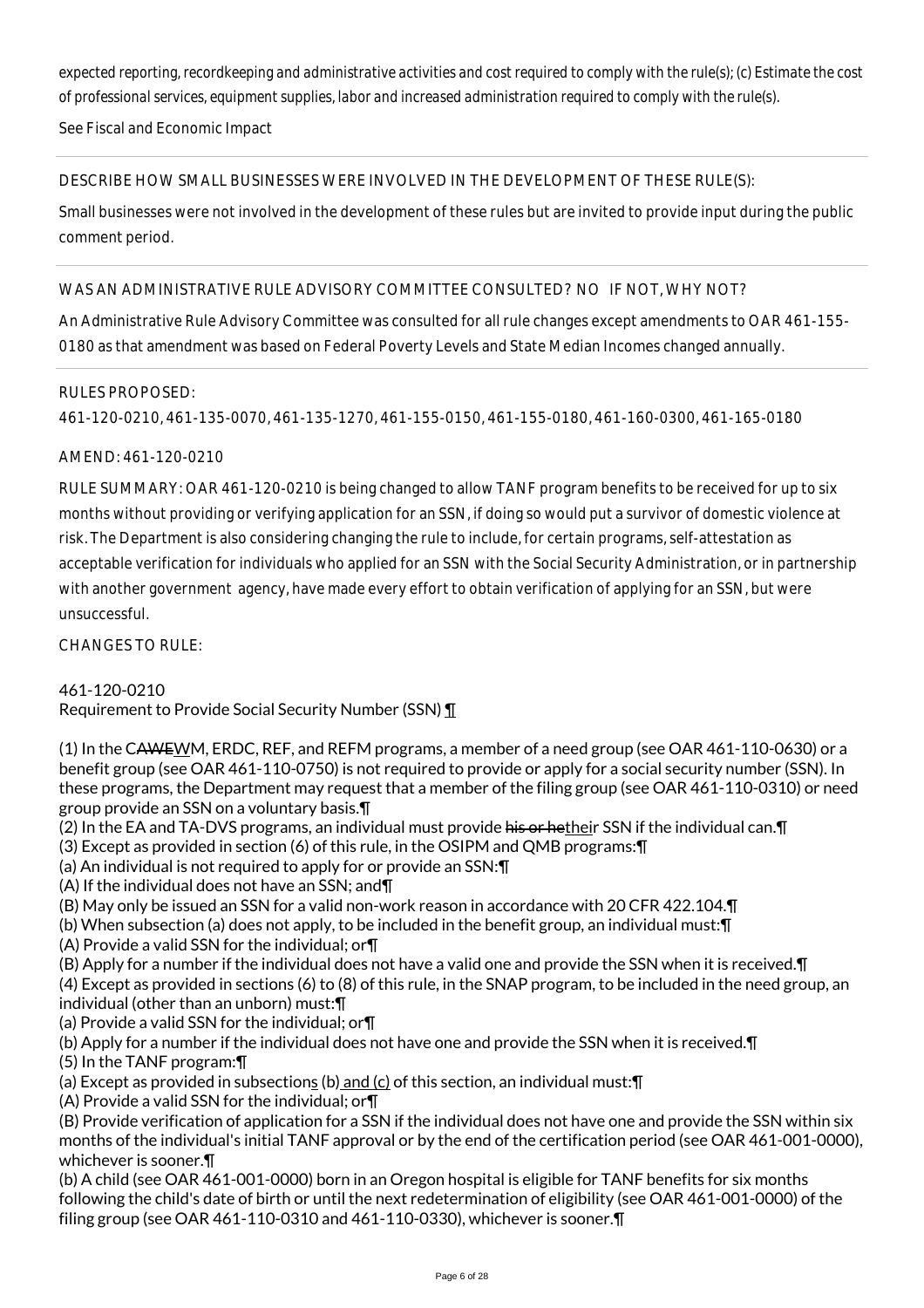expected reporting, recordkeeping and administrative activities and cost required to comply with the rule(s); (c) Estimate the cost of professional services, equipment supplies, labor and increased administration required to comply with the rule(s).

See Fiscal and Economic Impact

DESCRIBE HOW SMALL BUSINESSES WERE INVOLVED IN THE DEVELOPMENT OF THESE RULE(S):

Small businesses were not involved in the development of these rules but are invited to provide input during the public comment period.

WAS AN ADMINISTRATIVE RULE ADVISORY COMMITTEE CONSULTED? NO IF NOT, WHY NOT?

An Administrative Rule Advisory Committee was consulted for all rule changes except amendments to OAR 461-155-0180 as that amendment was based on Federal Poverty Levels and State Median Incomes changed annually.

RULES PROPOSED:

461-120-0210, 461-135-0070, 461-135-1270, 461-155-0150, 461-155-0180, 461-160-0300, 461-165-0180

AMEND: 461-120-0210

RULE SUMMARY: OAR 461-120-0210 is being changed to allow TANF program benefits to be received for up to six months without providing or verifying application for an SSN, if doing so would put a survivor of domestic violence at risk. The Department is also considering changing the rule to include, for certain programs, self-attestation as acceptable verification for individuals who applied for an SSN with the Social Security Administration, or in partnership with another government agency, have made every effort to obtain verification of applying for an SSN, but were unsuccessful.

CHANGES TO RULE:

461-120-0210
Requirement to Provide Social Security Number (SSN) ¶

(1) In the C~~AWE~~WM, ERDC, REF, and REFM programs, a member of a need group (see OAR 461-110-0630) or a benefit group (see OAR 461-110-0750) is not required to provide or apply for a social security number (SSN). In these programs, the Department may request that a member of the filing group (see OAR 461-110-0310) or need group provide an SSN on a voluntary basis.¶
(2) In the EA and TA-DVS programs, an individual must provide ~~his or he~~their SSN if the individual can.¶
(3) Except as provided in section (6) of this rule, in the OSIPM and QMB programs:¶
(a) An individual is not required to apply for or provide an SSN:¶
(A) If the individual does not have an SSN; and¶
(B) May only be issued an SSN for a valid non-work reason in accordance with 20 CFR 422.104.¶
(b) When subsection (a) does not apply, to be included in the benefit group, an individual must:¶
(A) Provide a valid SSN for the individual; or¶
(B) Apply for a number if the individual does not have a valid one and provide the SSN when it is received.¶
(4) Except as provided in sections (6) to (8) of this rule, in the SNAP program, to be included in the need group, an individual (other than an unborn) must:¶
(a) Provide a valid SSN for the individual; or¶
(b) Apply for a number if the individual does not have one and provide the SSN when it is received.¶
(5) In the TANF program:¶
(a) Except as provided in subsection<u>s</u> (b)<u> and (c)</u> of this section, an individual must:¶
(A) Provide a valid SSN for the individual; or¶
(B) Provide verification of application for a SSN if the individual does not have one and provide the SSN within six months of the individual's initial TANF approval or by the end of the certification period (see OAR 461-001-0000), whichever is sooner.¶
(b) A child (see OAR 461-001-0000) born in an Oregon hospital is eligible for TANF benefits for six months following the child's date of birth or until the next redetermination of eligibility (see OAR 461-001-0000) of the filing group (see OAR 461-110-0310 and 461-110-0330), whichever is sooner.¶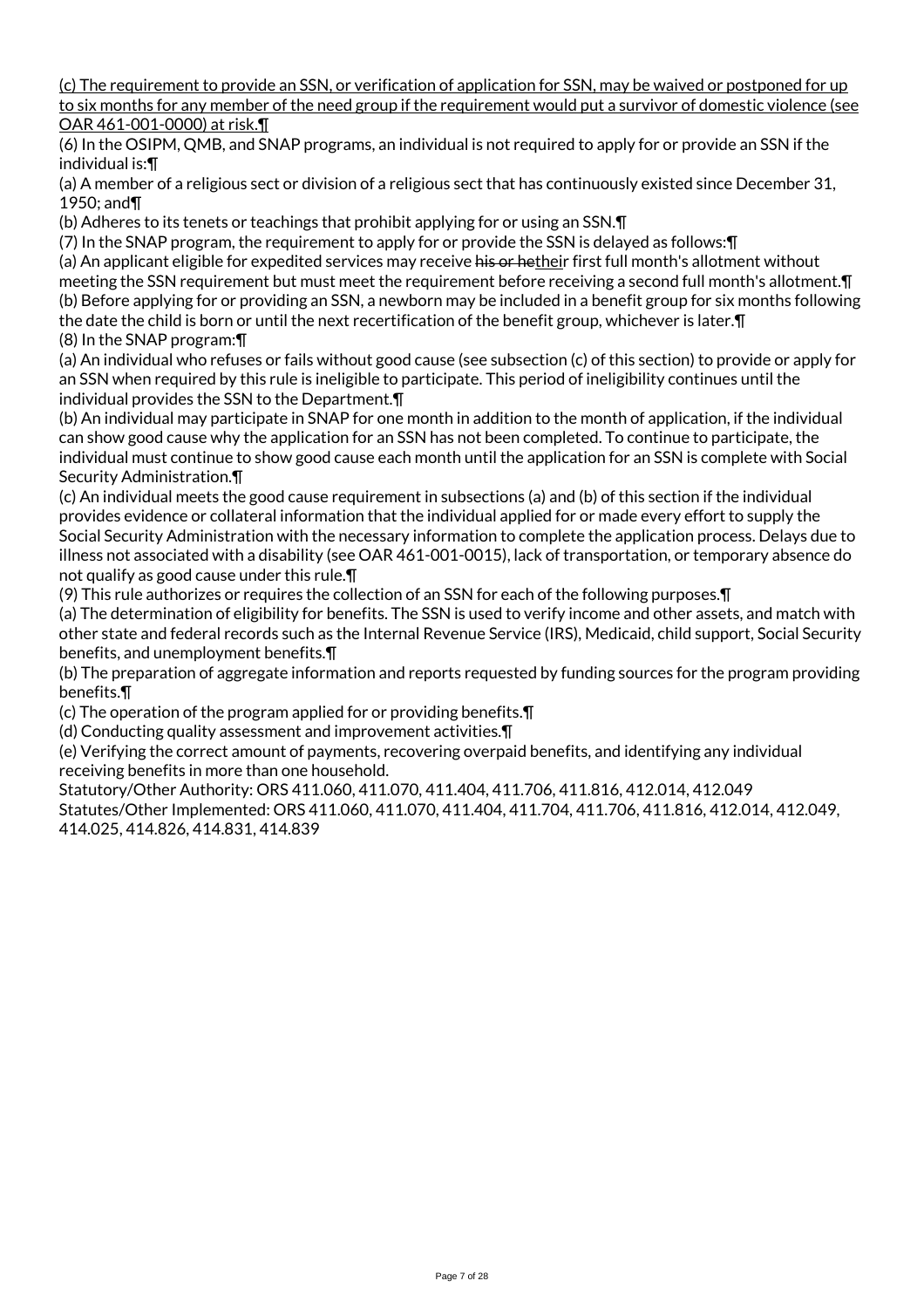<u>(c) The requirement to provide an SSN, or verification of application for SSN, may be waived or postponed for up to six months for any member of the need group if the requirement would put a survivor of domestic violence (see OAR 461-001-0000) at risk.¶</u>

(6) In the OSIPM, QMB, and SNAP programs, an individual is not required to apply for or provide an SSN if the individual is:¶

(a) A member of a religious sect or division of a religious sect that has continuously existed since December 31, 1950; and¶

(b) Adheres to its tenets or teachings that prohibit applying for or using an SSN.¶

(7) In the SNAP program, the requirement to apply for or provide the SSN is delayed as follows:¶

(a) An applicant eligible for expedited services may receive ~~his or he~~<u>their</u> first full month's allotment without meeting the SSN requirement but must meet the requirement before receiving a second full month's allotment.¶

(b) Before applying for or providing an SSN, a newborn may be included in a benefit group for six months following the date the child is born or until the next recertification of the benefit group, whichever is later.¶

(8) In the SNAP program:¶

(a) An individual who refuses or fails without good cause (see subsection (c) of this section) to provide or apply for an SSN when required by this rule is ineligible to participate. This period of ineligibility continues until the individual provides the SSN to the Department.¶

(b) An individual may participate in SNAP for one month in addition to the month of application, if the individual can show good cause why the application for an SSN has not been completed. To continue to participate, the individual must continue to show good cause each month until the application for an SSN is complete with Social Security Administration.¶

(c) An individual meets the good cause requirement in subsections (a) and (b) of this section if the individual provides evidence or collateral information that the individual applied for or made every effort to supply the Social Security Administration with the necessary information to complete the application process. Delays due to illness not associated with a disability (see OAR 461-001-0015), lack of transportation, or temporary absence do not qualify as good cause under this rule.¶

(9) This rule authorizes or requires the collection of an SSN for each of the following purposes.¶

(a) The determination of eligibility for benefits. The SSN is used to verify income and other assets, and match with other state and federal records such as the Internal Revenue Service (IRS), Medicaid, child support, Social Security benefits, and unemployment benefits.¶

(b) The preparation of aggregate information and reports requested by funding sources for the program providing benefits.¶

(c) The operation of the program applied for or providing benefits.¶

(d) Conducting quality assessment and improvement activities.¶

(e) Verifying the correct amount of payments, recovering overpaid benefits, and identifying any individual receiving benefits in more than one household.

Statutory/Other Authority: ORS 411.060, 411.070, 411.404, 411.706, 411.816, 412.014, 412.049
Statutes/Other Implemented: ORS 411.060, 411.070, 411.404, 411.704, 411.706, 411.816, 412.014, 412.049, 414.025, 414.826, 414.831, 414.839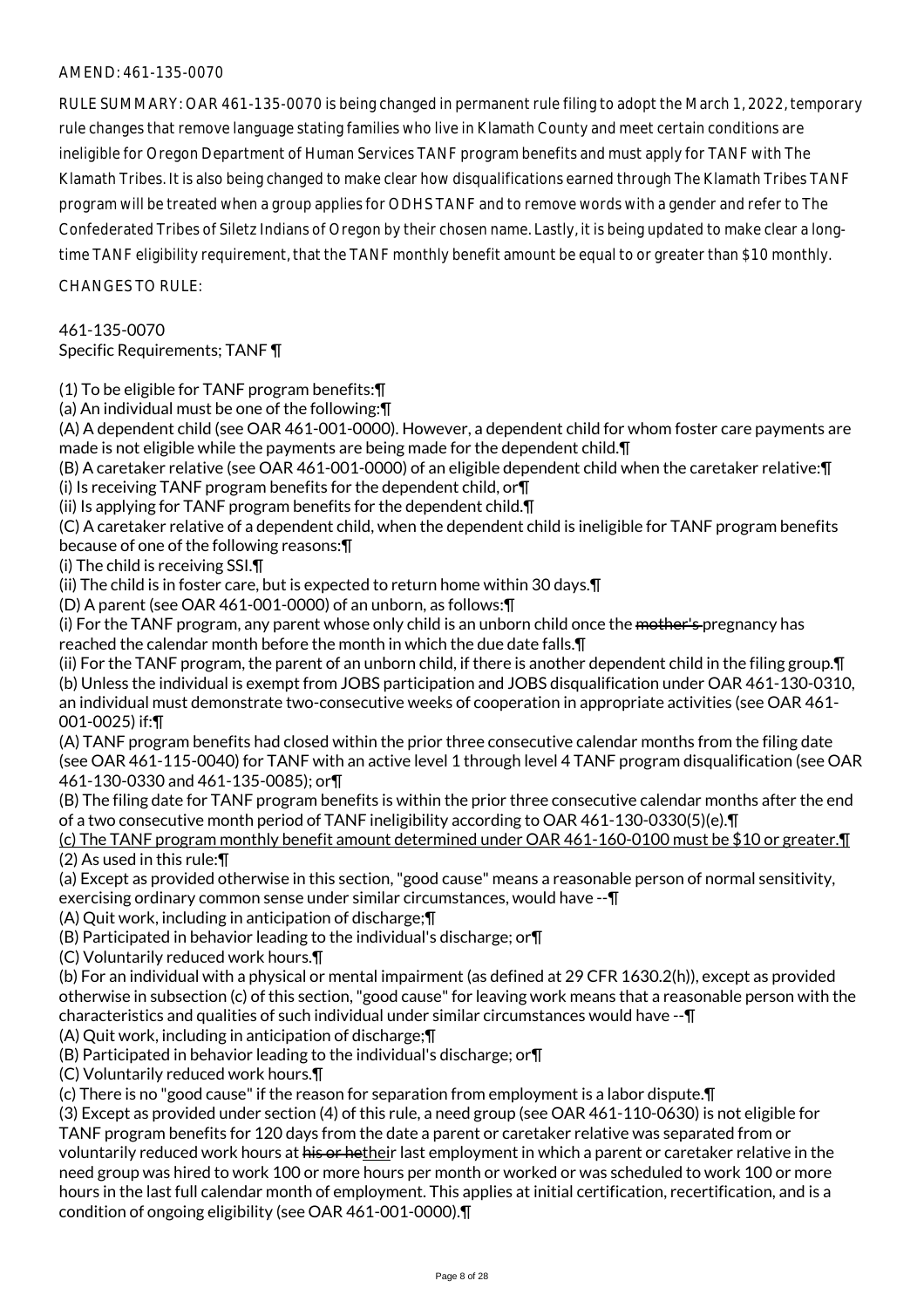AMEND: 461-135-0070

RULE SUMMARY: OAR 461-135-0070 is being changed in permanent rule filing to adopt the March 1, 2022, temporary rule changes that remove language stating families who live in Klamath County and meet certain conditions are ineligible for Oregon Department of Human Services TANF program benefits and must apply for TANF with The Klamath Tribes. It is also being changed to make clear how disqualifications earned through The Klamath Tribes TANF program will be treated when a group applies for ODHS TANF and to remove words with a gender and refer to The Confederated Tribes of Siletz Indians of Oregon by their chosen name. Lastly, it is being updated to make clear a long-time TANF eligibility requirement, that the TANF monthly benefit amount be equal to or greater than $10 monthly.

CHANGES TO RULE:

461-135-0070
Specific Requirements; TANF ¶

(1) To be eligible for TANF program benefits:¶
(a) An individual must be one of the following:¶
(A) A dependent child (see OAR 461-001-0000). However, a dependent child for whom foster care payments are made is not eligible while the payments are being made for the dependent child.¶
(B) A caretaker relative (see OAR 461-001-0000) of an eligible dependent child when the caretaker relative:¶
(i) Is receiving TANF program benefits for the dependent child, or¶
(ii) Is applying for TANF program benefits for the dependent child.¶
(C) A caretaker relative of a dependent child, when the dependent child is ineligible for TANF program benefits because of one of the following reasons:¶
(i) The child is receiving SSI.¶
(ii) The child is in foster care, but is expected to return home within 30 days.¶
(D) A parent (see OAR 461-001-0000) of an unborn, as follows:¶
(i) For the TANF program, any parent whose only child is an unborn child once the ~~mother's~~ pregnancy has reached the calendar month before the month in which the due date falls.¶
(ii) For the TANF program, the parent of an unborn child, if there is another dependent child in the filing group.¶
(b) Unless the individual is exempt from JOBS participation and JOBS disqualification under OAR 461-130-0310, an individual must demonstrate two-consecutive weeks of cooperation in appropriate activities (see OAR 461-001-0025) if:¶
(A) TANF program benefits had closed within the prior three consecutive calendar months from the filing date (see OAR 461-115-0040) for TANF with an active level 1 through level 4 TANF program disqualification (see OAR 461-130-0330 and 461-135-0085); or¶
(B) The filing date for TANF program benefits is within the prior three consecutive calendar months after the end of a two consecutive month period of TANF ineligibility according to OAR 461-130-0330(5)(e).¶
<u>(c) The TANF program monthly benefit amount determined under OAR 461-160-0100 must be $10 or greater.</u>¶
(2) As used in this rule:¶
(a) Except as provided otherwise in this section, "good cause" means a reasonable person of normal sensitivity, exercising ordinary common sense under similar circumstances, would have --¶
(A) Quit work, including in anticipation of discharge;¶
(B) Participated in behavior leading to the individual's discharge; or¶
(C) Voluntarily reduced work hours.¶
(b) For an individual with a physical or mental impairment (as defined at 29 CFR 1630.2(h)), except as provided otherwise in subsection (c) of this section, "good cause" for leaving work means that a reasonable person with the characteristics and qualities of such individual under similar circumstances would have --¶
(A) Quit work, including in anticipation of discharge;¶
(B) Participated in behavior leading to the individual's discharge; or¶
(C) Voluntarily reduced work hours.¶
(c) There is no "good cause" if the reason for separation from employment is a labor dispute.¶
(3) Except as provided under section (4) of this rule, a need group (see OAR 461-110-0630) is not eligible for TANF program benefits for 120 days from the date a parent or caretaker relative was separated from or voluntarily reduced work hours at ~~his or he~~<u>their</u> last employment in which a parent or caretaker relative in the need group was hired to work 100 or more hours per month or worked or was scheduled to work 100 or more hours in the last full calendar month of employment. This applies at initial certification, recertification, and is a condition of ongoing eligibility (see OAR 461-001-0000).¶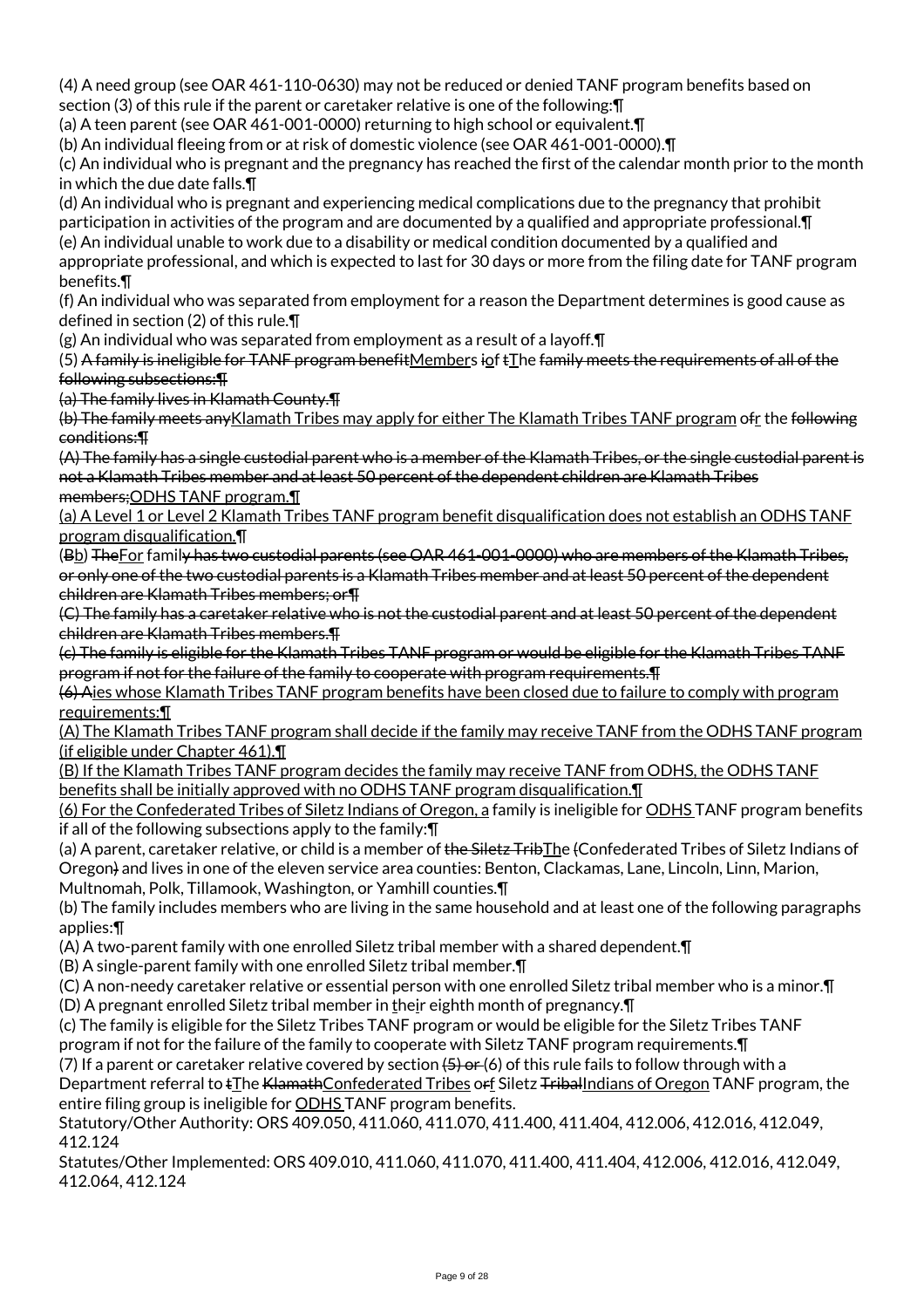(4) A need group (see OAR 461-110-0630) may not be reduced or denied TANF program benefits based on section (3) of this rule if the parent or caretaker relative is one of the following:¶

(a) A teen parent (see OAR 461-001-0000) returning to high school or equivalent.¶

(b) An individual fleeing from or at risk of domestic violence (see OAR 461-001-0000).¶

(c) An individual who is pregnant and the pregnancy has reached the first of the calendar month prior to the month in which the due date falls.¶

(d) An individual who is pregnant and experiencing medical complications due to the pregnancy that prohibit participation in activities of the program and are documented by a qualified and appropriate professional.¶

(e) An individual unable to work due to a disability or medical condition documented by a qualified and appropriate professional, and which is expected to last for 30 days or more from the filing date for TANF program benefits.¶

(f) An individual who was separated from employment for a reason the Department determines is good cause as defined in section (2) of this rule.¶

(g) An individual who was separated from employment as a result of a layoff.¶

(5) ~~A family is ineligible for TANF program benefit~~<u>Member</u>s ~~i~~<u>o</u>f ~~t~~<u>T</u>he ~~family meets the requirements of all of the following subsections:¶~~

~~(a) The family lives in Klamath County.¶~~

~~(b) The family meets any~~<u>Klamath Tribes may apply for either The Klamath Tribes TANF program</u> o~~f~~<u>r</u> the ~~following conditions:¶~~

~~(A) The family has a single custodial parent who is a member of the Klamath Tribes, or the single custodial parent is not a Klamath Tribes member and at least 50 percent of the dependent children are Klamath Tribes members;~~<u>ODHS TANF program.¶</u>

<u>(a) A Level 1 or Level 2 Klamath Tribes TANF program benefit disqualification does not establish an ODHS TANF program disqualification.¶</u>

(~~B~~<u>b</u>) ~~The~~<u>For</u> famil~~y has two custodial parents (see OAR 461-001-0000) who are members of the Klamath Tribes, or only one of the two custodial parents is a Klamath Tribes member and at least 50 percent of the dependent children are Klamath Tribes members; or¶~~

~~(C) The family has a caretaker relative who is not the custodial parent and at least 50 percent of the dependent children are Klamath Tribes members.¶~~

~~(c) The family is eligible for the Klamath Tribes TANF program or would be eligible for the Klamath Tribes TANF program if not for the failure of the family to cooperate with program requirements.¶~~

~~(6) A~~<u>ies whose Klamath Tribes TANF program benefits have been closed due to failure to comply with program requirements:¶</u>

<u>(A) The Klamath Tribes TANF program shall decide if the family may receive TANF from the ODHS TANF program (if eligible under Chapter 461).¶</u>

<u>(B) If the Klamath Tribes TANF program decides the family may receive TANF from ODHS, the ODHS TANF benefits shall be initially approved with no ODHS TANF program disqualification.¶</u>

<u>(6) For the Confederated Tribes of Siletz Indians of Oregon, a</u> family is ineligible for <u>ODHS</u> TANF program benefits if all of the following subsections apply to the family:¶

(a) A parent, caretaker relative, or child is a member of ~~the Siletz Trib~~<u>Th</u>e ~~(~~Confederated Tribes of Siletz Indians of Oregon~~)~~ and lives in one of the eleven service area counties: Benton, Clackamas, Lane, Lincoln, Linn, Marion, Multnomah, Polk, Tillamook, Washington, or Yamhill counties.¶

(b) The family includes members who are living in the same household and at least one of the following paragraphs applies:¶

(A) A two-parent family with one enrolled Siletz tribal member with a shared dependent.¶

(B) A single-parent family with one enrolled Siletz tribal member.¶

(C) A non-needy caretaker relative or essential person with one enrolled Siletz tribal member who is a minor.¶

(D) A pregnant enrolled Siletz tribal member in <u>t</u>hei<u>r</u> eighth month of pregnancy.¶

(c) The family is eligible for the Siletz Tribes TANF program or would be eligible for the Siletz Tribes TANF program if not for the failure of the family to cooperate with Siletz TANF program requirements.¶

(7) If a parent or caretaker relative covered by section ~~(5) or~~ (6) of this rule fails to follow through with a Department referral to ~~t~~<u>T</u>he ~~Klamath~~<u>Confederated Tribes</u> o~~r~~<u>f</u> Siletz ~~Tribal~~<u>Indians of Oregon</u> TANF program, the entire filing group is ineligible for <u>ODHS</u> TANF program benefits.

Statutory/Other Authority: ORS 409.050, 411.060, 411.070, 411.400, 411.404, 412.006, 412.016, 412.049, 412.124

Statutes/Other Implemented: ORS 409.010, 411.060, 411.070, 411.400, 411.404, 412.006, 412.016, 412.049, 412.064, 412.124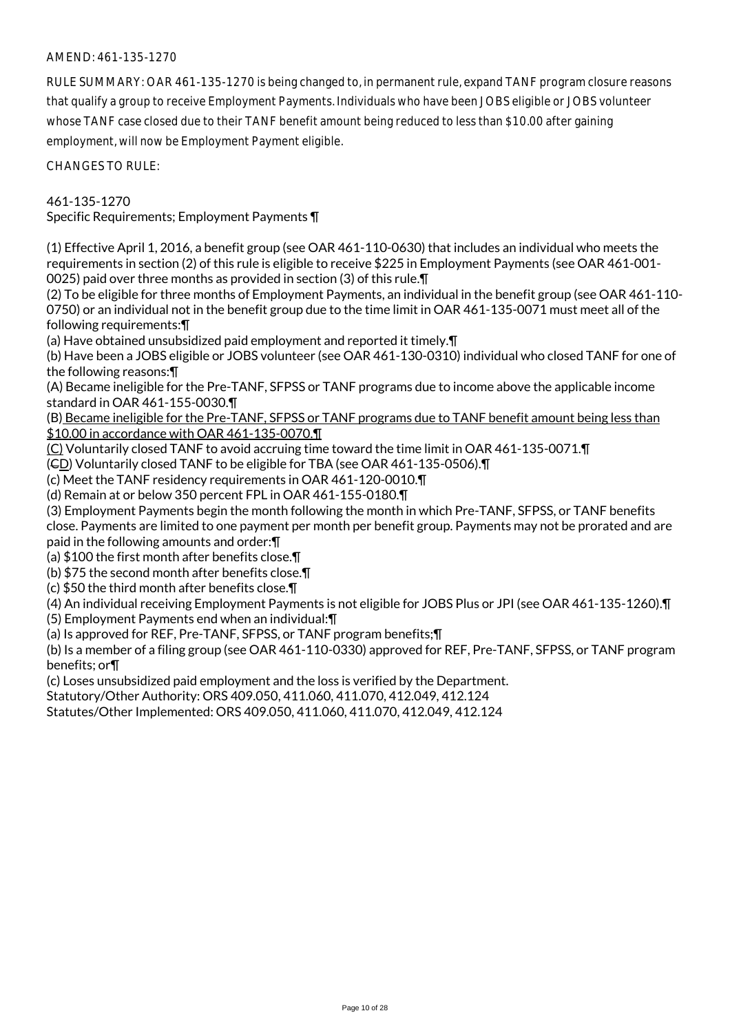AMEND: 461-135-1270

RULE SUMMARY: OAR 461-135-1270 is being changed to, in permanent rule, expand TANF program closure reasons that qualify a group to receive Employment Payments. Individuals who have been JOBS eligible or JOBS volunteer whose TANF case closed due to their TANF benefit amount being reduced to less than $10.00 after gaining employment, will now be Employment Payment eligible.

CHANGES TO RULE:

461-135-1270
Specific Requirements; Employment Payments ¶

(1) Effective April 1, 2016, a benefit group (see OAR 461-110-0630) that includes an individual who meets the requirements in section (2) of this rule is eligible to receive $225 in Employment Payments (see OAR 461-001-0025) paid over three months as provided in section (3) of this rule.¶
(2) To be eligible for three months of Employment Payments, an individual in the benefit group (see OAR 461-110-0750) or an individual not in the benefit group due to the time limit in OAR 461-135-0071 must meet all of the following requirements:¶
(a) Have obtained unsubsidized paid employment and reported it timely.¶
(b) Have been a JOBS eligible or JOBS volunteer (see OAR 461-130-0310) individual who closed TANF for one of the following reasons:¶
(A) Became ineligible for the Pre-TANF, SFPSS or TANF programs due to income above the applicable income standard in OAR 461-155-0030.¶
(B) Became ineligible for the Pre-TANF, SFPSS or TANF programs due to TANF benefit amount being less than $10.00 in accordance with OAR 461-135-0070.¶
(C) Voluntarily closed TANF to avoid accruing time toward the time limit in OAR 461-135-0071.¶
(~~C~~D) Voluntarily closed TANF to be eligible for TBA (see OAR 461-135-0506).¶
(c) Meet the TANF residency requirements in OAR 461-120-0010.¶
(d) Remain at or below 350 percent FPL in OAR 461-155-0180.¶
(3) Employment Payments begin the month following the month in which Pre-TANF, SFPSS, or TANF benefits close. Payments are limited to one payment per month per benefit group. Payments may not be prorated and are paid in the following amounts and order:¶
(a) $100 the first month after benefits close.¶
(b) $75 the second month after benefits close.¶
(c) $50 the third month after benefits close.¶
(4) An individual receiving Employment Payments is not eligible for JOBS Plus or JPI (see OAR 461-135-1260).¶
(5) Employment Payments end when an individual:¶
(a) Is approved for REF, Pre-TANF, SFPSS, or TANF program benefits;¶
(b) Is a member of a filing group (see OAR 461-110-0330) approved for REF, Pre-TANF, SFPSS, or TANF program benefits; or¶
(c) Loses unsubsidized paid employment and the loss is verified by the Department.
Statutory/Other Authority: ORS 409.050, 411.060, 411.070, 412.049, 412.124
Statutes/Other Implemented: ORS 409.050, 411.060, 411.070, 412.049, 412.124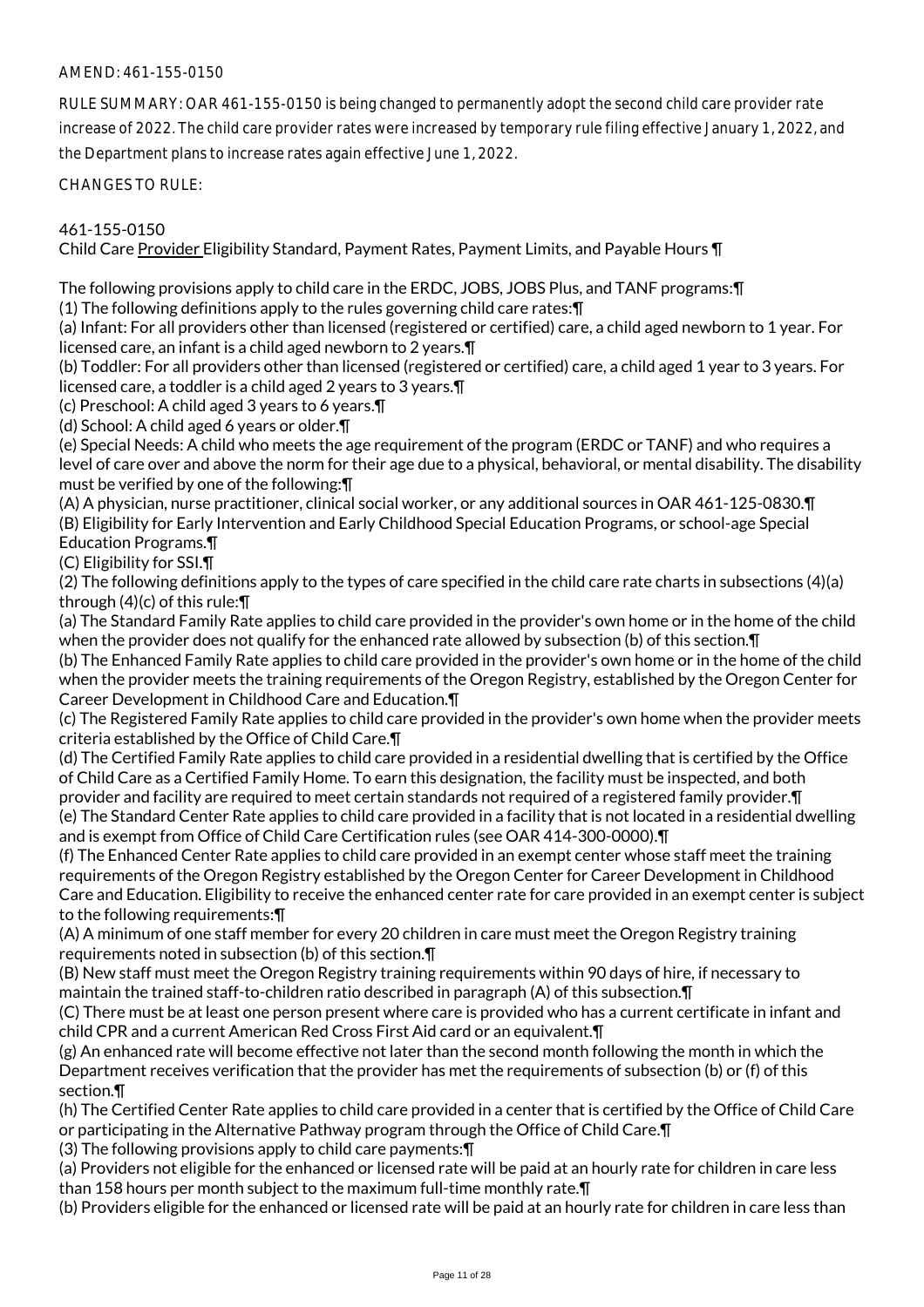AMEND: 461-155-0150

RULE SUMMARY: OAR 461-155-0150 is being changed to permanently adopt the second child care provider rate increase of 2022. The child care provider rates were increased by temporary rule filing effective January 1, 2022, and the Department plans to increase rates again effective June 1, 2022.

CHANGES TO RULE:

461-155-0150
Child Care Provider Eligibility Standard, Payment Rates, Payment Limits, and Payable Hours ¶

The following provisions apply to child care in the ERDC, JOBS, JOBS Plus, and TANF programs:¶
(1) The following definitions apply to the rules governing child care rates:¶
(a) Infant: For all providers other than licensed (registered or certified) care, a child aged newborn to 1 year. For licensed care, an infant is a child aged newborn to 2 years.¶
(b) Toddler: For all providers other than licensed (registered or certified) care, a child aged 1 year to 3 years. For licensed care, a toddler is a child aged 2 years to 3 years.¶
(c) Preschool: A child aged 3 years to 6 years.¶
(d) School: A child aged 6 years or older.¶
(e) Special Needs: A child who meets the age requirement of the program (ERDC or TANF) and who requires a level of care over and above the norm for their age due to a physical, behavioral, or mental disability. The disability must be verified by one of the following:¶
(A) A physician, nurse practitioner, clinical social worker, or any additional sources in OAR 461-125-0830.¶
(B) Eligibility for Early Intervention and Early Childhood Special Education Programs, or school-age Special Education Programs.¶
(C) Eligibility for SSI.¶
(2) The following definitions apply to the types of care specified in the child care rate charts in subsections (4)(a) through (4)(c) of this rule:¶
(a) The Standard Family Rate applies to child care provided in the provider's own home or in the home of the child when the provider does not qualify for the enhanced rate allowed by subsection (b) of this section.¶
(b) The Enhanced Family Rate applies to child care provided in the provider's own home or in the home of the child when the provider meets the training requirements of the Oregon Registry, established by the Oregon Center for Career Development in Childhood Care and Education.¶
(c) The Registered Family Rate applies to child care provided in the provider's own home when the provider meets criteria established by the Office of Child Care.¶
(d) The Certified Family Rate applies to child care provided in a residential dwelling that is certified by the Office of Child Care as a Certified Family Home. To earn this designation, the facility must be inspected, and both provider and facility are required to meet certain standards not required of a registered family provider.¶
(e) The Standard Center Rate applies to child care provided in a facility that is not located in a residential dwelling and is exempt from Office of Child Care Certification rules (see OAR 414-300-0000).¶
(f) The Enhanced Center Rate applies to child care provided in an exempt center whose staff meet the training requirements of the Oregon Registry established by the Oregon Center for Career Development in Childhood Care and Education. Eligibility to receive the enhanced center rate for care provided in an exempt center is subject to the following requirements:¶
(A) A minimum of one staff member for every 20 children in care must meet the Oregon Registry training requirements noted in subsection (b) of this section.¶
(B) New staff must meet the Oregon Registry training requirements within 90 days of hire, if necessary to maintain the trained staff-to-children ratio described in paragraph (A) of this subsection.¶
(C) There must be at least one person present where care is provided who has a current certificate in infant and child CPR and a current American Red Cross First Aid card or an equivalent.¶
(g) An enhanced rate will become effective not later than the second month following the month in which the Department receives verification that the provider has met the requirements of subsection (b) or (f) of this section.¶
(h) The Certified Center Rate applies to child care provided in a center that is certified by the Office of Child Care or participating in the Alternative Pathway program through the Office of Child Care.¶
(3) The following provisions apply to child care payments:¶
(a) Providers not eligible for the enhanced or licensed rate will be paid at an hourly rate for children in care less than 158 hours per month subject to the maximum full-time monthly rate.¶
(b) Providers eligible for the enhanced or licensed rate will be paid at an hourly rate for children in care less than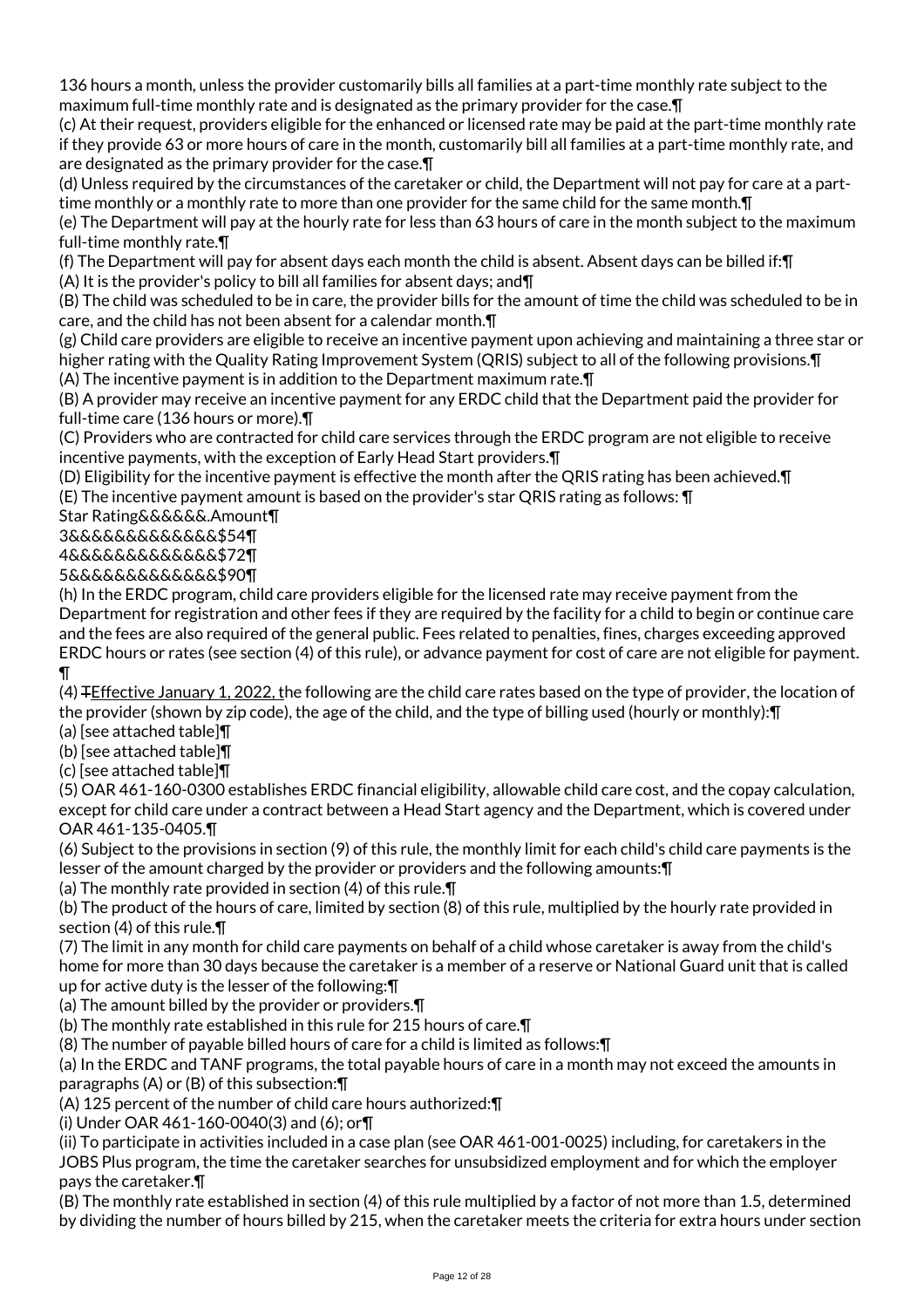136 hours a month, unless the provider customarily bills all families at a part-time monthly rate subject to the maximum full-time monthly rate and is designated as the primary provider for the case.¶
(c) At their request, providers eligible for the enhanced or licensed rate may be paid at the part-time monthly rate if they provide 63 or more hours of care in the month, customarily bill all families at a part-time monthly rate, and are designated as the primary provider for the case.¶
(d) Unless required by the circumstances of the caretaker or child, the Department will not pay for care at a part-time monthly or a monthly rate to more than one provider for the same child for the same month.¶
(e) The Department will pay at the hourly rate for less than 63 hours of care in the month subject to the maximum full-time monthly rate.¶
(f) The Department will pay for absent days each month the child is absent. Absent days can be billed if:¶
(A) It is the provider's policy to bill all families for absent days; and¶
(B) The child was scheduled to be in care, the provider bills for the amount of time the child was scheduled to be in care, and the child has not been absent for a calendar month.¶
(g) Child care providers are eligible to receive an incentive payment upon achieving and maintaining a three star or higher rating with the Quality Rating Improvement System (QRIS) subject to all of the following provisions.¶
(A) The incentive payment is in addition to the Department maximum rate.¶
(B) A provider may receive an incentive payment for any ERDC child that the Department paid the provider for full-time care (136 hours or more).¶
(C) Providers who are contracted for child care services through the ERDC program are not eligible to receive incentive payments, with the exception of Early Head Start providers.¶
(D) Eligibility for the incentive payment is effective the month after the QRIS rating has been achieved.¶
(E) The incentive payment amount is based on the provider's star QRIS rating as follows: ¶
Star Rating&&&&&&.Amount¶
3&&&&&&&&&&&&&$54¶
4&&&&&&&&&&&&&$72¶
5&&&&&&&&&&&&&$90¶
(h) In the ERDC program, child care providers eligible for the licensed rate may receive payment from the Department for registration and other fees if they are required by the facility for a child to begin or continue care and the fees are also required of the general public. Fees related to penalties, fines, charges exceeding approved ERDC hours or rates (see section (4) of this rule), or advance payment for cost of care are not eligible for payment.¶
(4) ~~T~~Effective January 1, 2022, the following are the child care rates based on the type of provider, the location of the provider (shown by zip code), the age of the child, and the type of billing used (hourly or monthly):¶
(a) [see attached table]¶
(b) [see attached table]¶
(c) [see attached table]¶
(5) OAR 461-160-0300 establishes ERDC financial eligibility, allowable child care cost, and the copay calculation, except for child care under a contract between a Head Start agency and the Department, which is covered under OAR 461-135-0405.¶
(6) Subject to the provisions in section (9) of this rule, the monthly limit for each child's child care payments is the lesser of the amount charged by the provider or providers and the following amounts:¶
(a) The monthly rate provided in section (4) of this rule.¶
(b) The product of the hours of care, limited by section (8) of this rule, multiplied by the hourly rate provided in section (4) of this rule.¶
(7) The limit in any month for child care payments on behalf of a child whose caretaker is away from the child's home for more than 30 days because the caretaker is a member of a reserve or National Guard unit that is called up for active duty is the lesser of the following:¶
(a) The amount billed by the provider or providers.¶
(b) The monthly rate established in this rule for 215 hours of care.¶
(8) The number of payable billed hours of care for a child is limited as follows:¶
(a) In the ERDC and TANF programs, the total payable hours of care in a month may not exceed the amounts in paragraphs (A) or (B) of this subsection:¶
(A) 125 percent of the number of child care hours authorized:¶
(i) Under OAR 461-160-0040(3) and (6); or¶
(ii) To participate in activities included in a case plan (see OAR 461-001-0025) including, for caretakers in the JOBS Plus program, the time the caretaker searches for unsubsidized employment and for which the employer pays the caretaker.¶
(B) The monthly rate established in section (4) of this rule multiplied by a factor of not more than 1.5, determined by dividing the number of hours billed by 215, when the caretaker meets the criteria for extra hours under section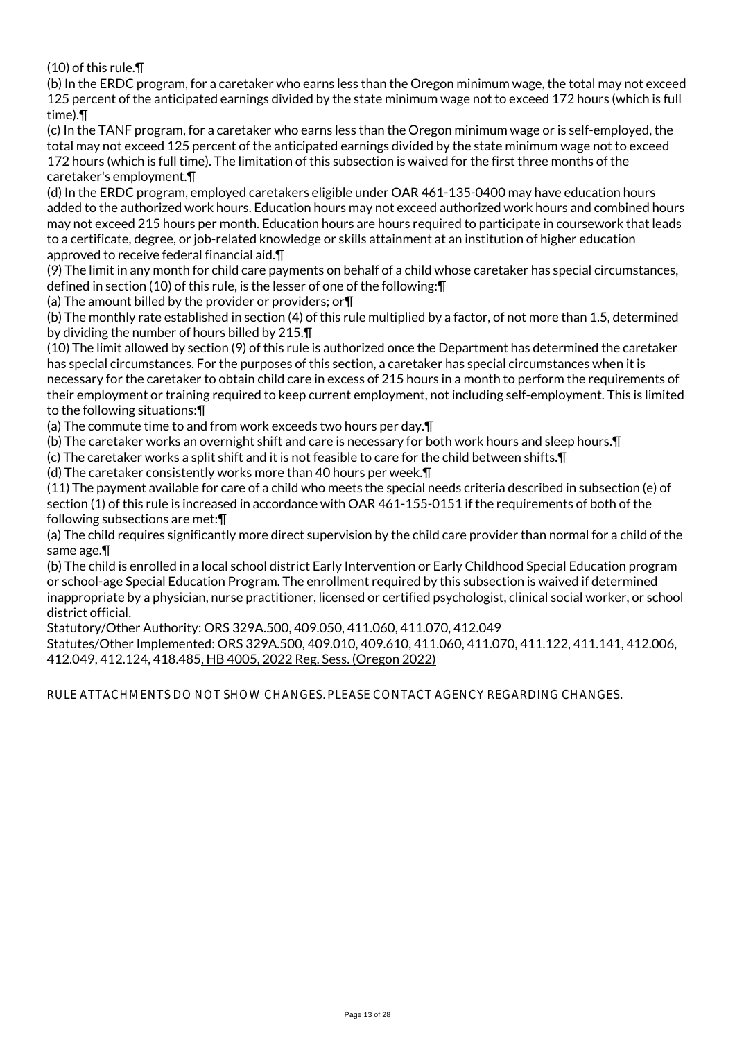(10) of this rule.¶

(b) In the ERDC program, for a caretaker who earns less than the Oregon minimum wage, the total may not exceed 125 percent of the anticipated earnings divided by the state minimum wage not to exceed 172 hours (which is full time).¶

(c) In the TANF program, for a caretaker who earns less than the Oregon minimum wage or is self-employed, the total may not exceed 125 percent of the anticipated earnings divided by the state minimum wage not to exceed 172 hours (which is full time). The limitation of this subsection is waived for the first three months of the caretaker's employment.¶

(d) In the ERDC program, employed caretakers eligible under OAR 461-135-0400 may have education hours added to the authorized work hours. Education hours may not exceed authorized work hours and combined hours may not exceed 215 hours per month. Education hours are hours required to participate in coursework that leads to a certificate, degree, or job-related knowledge or skills attainment at an institution of higher education approved to receive federal financial aid.¶

(9) The limit in any month for child care payments on behalf of a child whose caretaker has special circumstances, defined in section (10) of this rule, is the lesser of one of the following:¶

(a) The amount billed by the provider or providers; or¶

(b) The monthly rate established in section (4) of this rule multiplied by a factor, of not more than 1.5, determined by dividing the number of hours billed by 215.¶

(10) The limit allowed by section (9) of this rule is authorized once the Department has determined the caretaker has special circumstances. For the purposes of this section, a caretaker has special circumstances when it is necessary for the caretaker to obtain child care in excess of 215 hours in a month to perform the requirements of their employment or training required to keep current employment, not including self-employment. This is limited to the following situations:¶

(a) The commute time to and from work exceeds two hours per day.¶

(b) The caretaker works an overnight shift and care is necessary for both work hours and sleep hours.¶

(c) The caretaker works a split shift and it is not feasible to care for the child between shifts.¶

(d) The caretaker consistently works more than 40 hours per week.¶

(11) The payment available for care of a child who meets the special needs criteria described in subsection (e) of section (1) of this rule is increased in accordance with OAR 461-155-0151 if the requirements of both of the following subsections are met:¶

(a) The child requires significantly more direct supervision by the child care provider than normal for a child of the same age.¶

(b) The child is enrolled in a local school district Early Intervention or Early Childhood Special Education program or school-age Special Education Program. The enrollment required by this subsection is waived if determined inappropriate by a physician, nurse practitioner, licensed or certified psychologist, clinical social worker, or school district official.

Statutory/Other Authority: ORS 329A.500, 409.050, 411.060, 411.070, 412.049

Statutes/Other Implemented: ORS 329A.500, 409.010, 409.610, 411.060, 411.070, 411.122, 411.141, 412.006, 412.049, 412.124, 418.485, HB 4005, 2022 Reg. Sess. (Oregon 2022)

RULE ATTACHMENTS DO NOT SHOW CHANGES. PLEASE CONTACT AGENCY REGARDING CHANGES.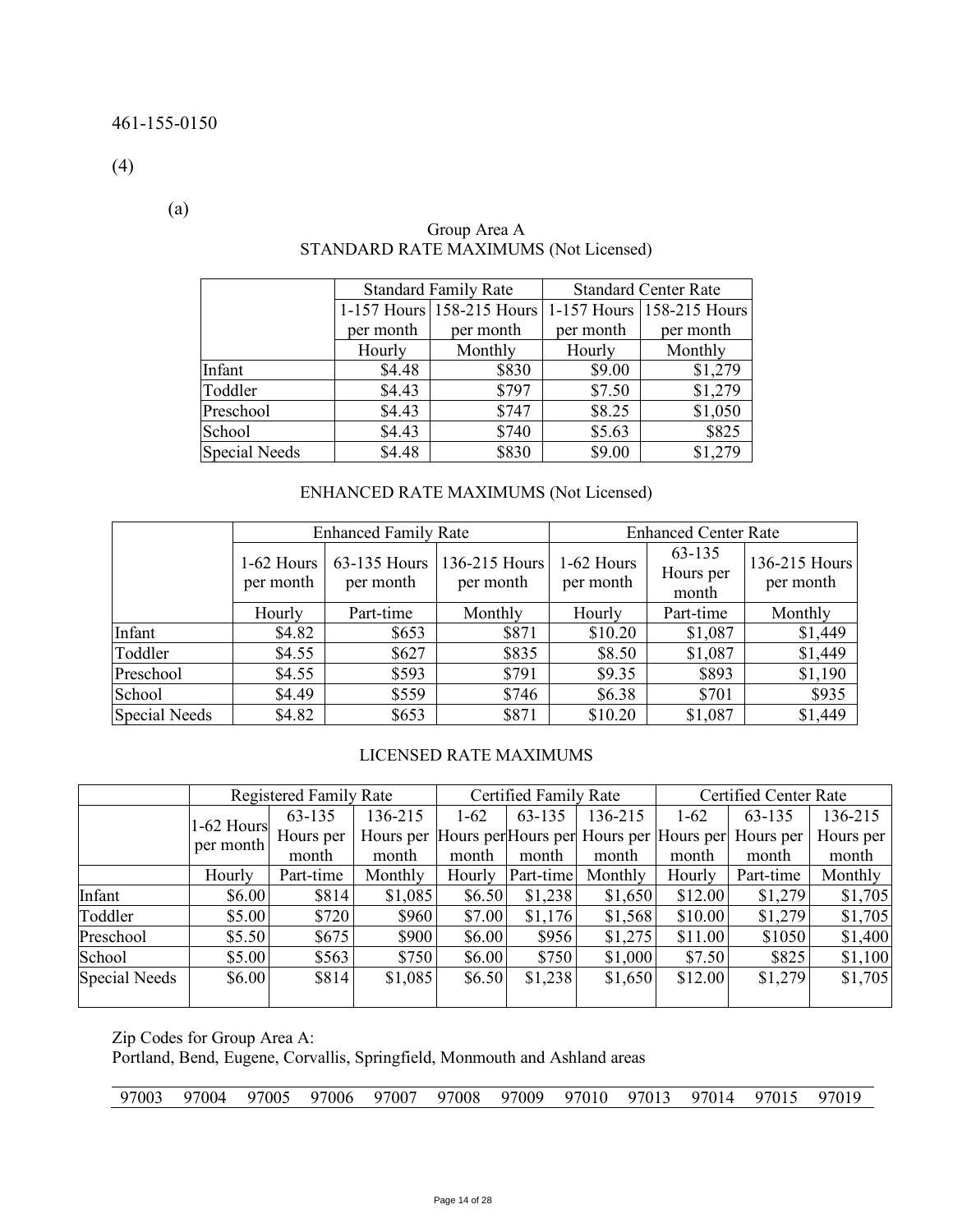461-155-0150

(4)

(a)

Group Area A
STANDARD RATE MAXIMUMS (Not Licensed)

| | Standard Family Rate | | Standard Center Rate | |
|---|---|---|---|---|
| | 1-157 Hours per month | 158-215 Hours per month | 1-157 Hours per month | 158-215 Hours per month |
| | Hourly | Monthly | Hourly | Monthly |
| Infant | $4.48 | $830 | $9.00 | $1,279 |
| Toddler | $4.43 | $797 | $7.50 | $1,279 |
| Preschool | $4.43 | $747 | $8.25 | $1,050 |
| School | $4.43 | $740 | $5.63 | $825 |
| Special Needs | $4.48 | $830 | $9.00 | $1,279 |

ENHANCED RATE MAXIMUMS (Not Licensed)

| | Enhanced Family Rate | | | Enhanced Center Rate | | |
|---|---|---|---|---|---|---|
| | 1-62 Hours per month | 63-135 Hours per month | 136-215 Hours per month | 1-62 Hours per month | 63-135 Hours per month | 136-215 Hours per month |
| | Hourly | Part-time | Monthly | Hourly | Part-time | Monthly |
| Infant | $4.82 | $653 | $871 | $10.20 | $1,087 | $1,449 |
| Toddler | $4.55 | $627 | $835 | $8.50 | $1,087 | $1,449 |
| Preschool | $4.55 | $593 | $791 | $9.35 | $893 | $1,190 |
| School | $4.49 | $559 | $746 | $6.38 | $701 | $935 |
| Special Needs | $4.82 | $653 | $871 | $10.20 | $1,087 | $1,449 |

LICENSED RATE MAXIMUMS

| | Registered Family Rate | | | Certified Family Rate | | | Certified Center Rate | | |
|---|---|---|---|---|---|---|---|---|---|
| | 1-62 Hours per month | 63-135 Hours per month | 136-215 Hours per month | 1-62 Hours per month | 63-135 Hours per month | 136-215 Hours per month | 1-62 Hours per month | 63-135 Hours per month | 136-215 Hours per month |
| | Hourly | Part-time | Monthly | Hourly | Part-time | Monthly | Hourly | Part-time | Monthly |
| Infant | $6.00 | $814 | $1,085 | $6.50 | $1,238 | $1,650 | $12.00 | $1,279 | $1,705 |
| Toddler | $5.00 | $720 | $960 | $7.00 | $1,176 | $1,568 | $10.00 | $1,279 | $1,705 |
| Preschool | $5.50 | $675 | $900 | $6.00 | $956 | $1,275 | $11.00 | $1050 | $1,400 |
| School | $5.00 | $563 | $750 | $6.00 | $750 | $1,000 | $7.50 | $825 | $1,100 |
| Special Needs | $6.00 | $814 | $1,085 | $6.50 | $1,238 | $1,650 | $12.00 | $1,279 | $1,705 |

Zip Codes for Group Area A:
Portland, Bend, Eugene, Corvallis, Springfield, Monmouth and Ashland areas

| 97003 | 97004 | 97005 | 97006 | 97007 | 97008 | 97009 | 97010 | 97013 | 97014 | 97015 | 97019 |
|---|---|---|---|---|---|---|---|---|---|---|---|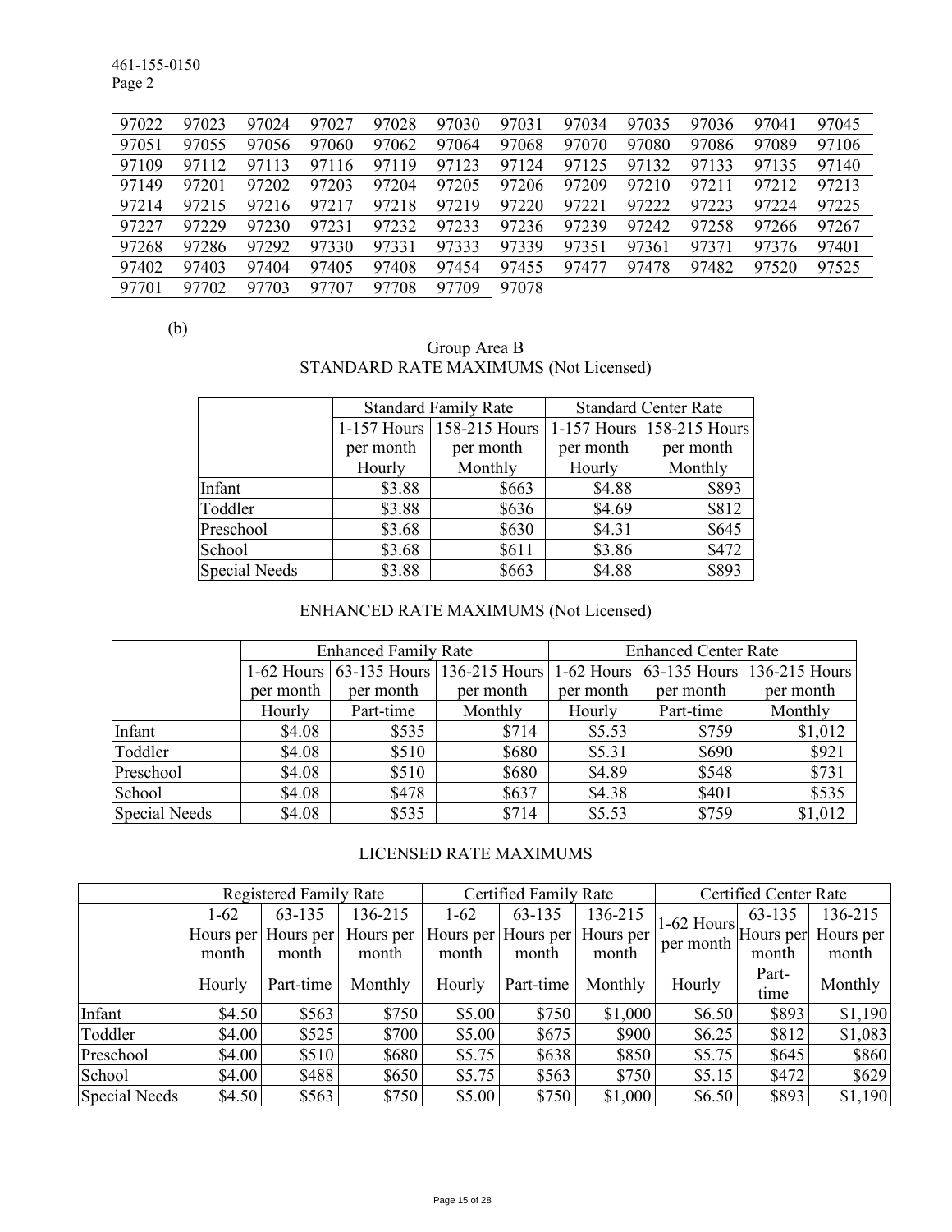| 97022 | 97023 | 97024 | 97027 | 97028 | 97030 | 97031 | 97034 | 97035 | 97036 | 97041 | 97045 |
|---|---|---|---|---|---|---|---|---|---|---|---|
| 97051 | 97055 | 97056 | 97060 | 97062 | 97064 | 97068 | 97070 | 97080 | 97086 | 97089 | 97106 |
| 97109 | 97112 | 97113 | 97116 | 97119 | 97123 | 97124 | 97125 | 97132 | 97133 | 97135 | 97140 |
| 97149 | 97201 | 97202 | 97203 | 97204 | 97205 | 97206 | 97209 | 97210 | 97211 | 97212 | 97213 |
| 97214 | 97215 | 97216 | 97217 | 97218 | 97219 | 97220 | 97221 | 97222 | 97223 | 97224 | 97225 |
| 97227 | 97229 | 97230 | 97231 | 97232 | 97233 | 97236 | 97239 | 97242 | 97258 | 97266 | 97267 |
| 97268 | 97286 | 97292 | 97330 | 97331 | 97333 | 97339 | 97351 | 97361 | 97371 | 97376 | 97401 |
| 97402 | 97403 | 97404 | 97405 | 97408 | 97454 | 97455 | 97477 | 97478 | 97482 | 97520 | 97525 |
| 97701 | 97702 | 97703 | 97707 | 97708 | 97709 | 97078 | | | | | |

(b)

Group Area B
STANDARD RATE MAXIMUMS (Not Licensed)

| | Standard Family Rate | | Standard Center Rate | |
|---|---|---|---|---|
| | 1-157 Hours per month | 158-215 Hours per month | 1-157 Hours per month | 158-215 Hours per month |
| | Hourly | Monthly | Hourly | Monthly |
| Infant | $3.88 | $663 | $4.88 | $893 |
| Toddler | $3.88 | $636 | $4.69 | $812 |
| Preschool | $3.68 | $630 | $4.31 | $645 |
| School | $3.68 | $611 | $3.86 | $472 |
| Special Needs | $3.88 | $663 | $4.88 | $893 |

ENHANCED RATE MAXIMUMS (Not Licensed)

| | Enhanced Family Rate | | | Enhanced Center Rate | | |
|---|---|---|---|---|---|---|
| | 1-62 Hours per month | 63-135 Hours per month | 136-215 Hours per month | 1-62 Hours per month | 63-135 Hours per month | 136-215 Hours per month |
| | Hourly | Part-time | Monthly | Hourly | Part-time | Monthly |
| Infant | $4.08 | $535 | $714 | $5.53 | $759 | $1,012 |
| Toddler | $4.08 | $510 | $680 | $5.31 | $690 | $921 |
| Preschool | $4.08 | $510 | $680 | $4.89 | $548 | $731 |
| School | $4.08 | $478 | $637 | $4.38 | $401 | $535 |
| Special Needs | $4.08 | $535 | $714 | $5.53 | $759 | $1,012 |

LICENSED RATE MAXIMUMS

| | Registered Family Rate | | | Certified Family Rate | | | Certified Center Rate | | |
|---|---|---|---|---|---|---|---|---|---|
| | 1-62 Hours per month | 63-135 Hours per month | 136-215 Hours per month | 1-62 Hours per month | 63-135 Hours per month | 136-215 Hours per month | 1-62 Hours per month | 63-135 Hours per month | 136-215 Hours per month |
| | Hourly | Part-time | Monthly | Hourly | Part-time | Monthly | Hourly | Part-time | Monthly |
| Infant | $4.50 | $563 | $750 | $5.00 | $750 | $1,000 | $6.50 | $893 | $1,190 |
| Toddler | $4.00 | $525 | $700 | $5.00 | $675 | $900 | $6.25 | $812 | $1,083 |
| Preschool | $4.00 | $510 | $680 | $5.75 | $638 | $850 | $5.75 | $645 | $860 |
| School | $4.00 | $488 | $650 | $5.75 | $563 | $750 | $5.15 | $472 | $629 |
| Special Needs | $4.50 | $563 | $750 | $5.00 | $750 | $1,000 | $6.50 | $893 | $1,190 |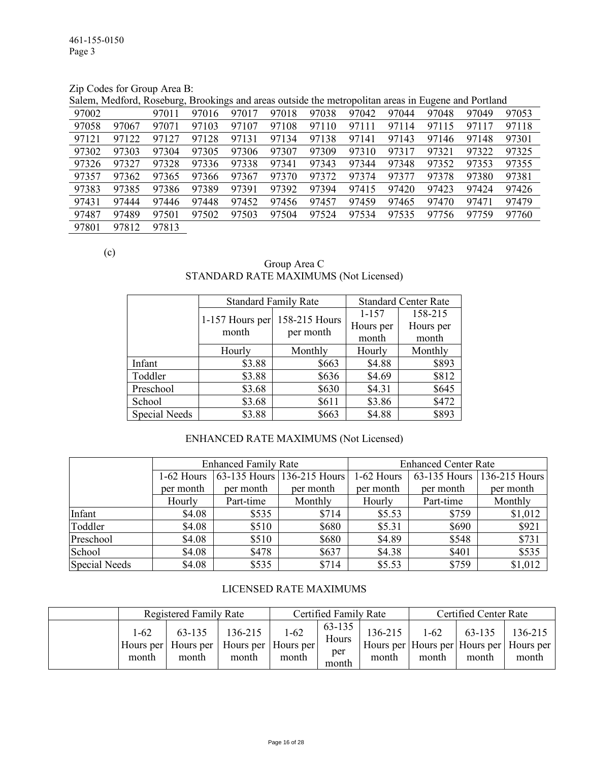Zip Codes for Group Area B:

Salem, Medford, Roseburg, Brookings and areas outside the metropolitan areas in Eugene and Portland

| | | | | | | | | | | |
|---|---|---|---|---|---|---|---|---|---|---|
| 97002 | | 97011 | 97016 | 97017 | 97018 | 97038 | 97042 | 97044 | 97048 | 97049 | 97053 |
| 97058 | 97067 | 97071 | 97103 | 97107 | 97108 | 97110 | 97111 | 97114 | 97115 | 97117 | 97118 |
| 97121 | 97122 | 97127 | 97128 | 97131 | 97134 | 97138 | 97141 | 97143 | 97146 | 97148 | 97301 |
| 97302 | 97303 | 97304 | 97305 | 97306 | 97307 | 97309 | 97310 | 97317 | 97321 | 97322 | 97325 |
| 97326 | 97327 | 97328 | 97336 | 97338 | 97341 | 97343 | 97344 | 97348 | 97352 | 97353 | 97355 |
| 97357 | 97362 | 97365 | 97366 | 97367 | 97370 | 97372 | 97374 | 97377 | 97378 | 97380 | 97381 |
| 97383 | 97385 | 97386 | 97389 | 97391 | 97392 | 97394 | 97415 | 97420 | 97423 | 97424 | 97426 |
| 97431 | 97444 | 97446 | 97448 | 97452 | 97456 | 97457 | 97459 | 97465 | 97470 | 97471 | 97479 |
| 97487 | 97489 | 97501 | 97502 | 97503 | 97504 | 97524 | 97534 | 97535 | 97756 | 97759 | 97760 |
| 97801 | 97812 | 97813 | | | | | | | | | |

(c)

Group Area C

STANDARD RATE MAXIMUMS (Not Licensed)

| | Standard Family Rate | | Standard Center Rate | |
|---|---|---|---|---|
| | 1-157 Hours per month | 158-215 Hours per month | 1-157 Hours per month | 158-215 Hours per month |
| | Hourly | Monthly | Hourly | Monthly |
| Infant | $3.88 | $663 | $4.88 | $893 |
| Toddler | $3.88 | $636 | $4.69 | $812 |
| Preschool | $3.68 | $630 | $4.31 | $645 |
| School | $3.68 | $611 | $3.86 | $472 |
| Special Needs | $3.88 | $663 | $4.88 | $893 |

ENHANCED RATE MAXIMUMS (Not Licensed)

| | Enhanced Family Rate | | | Enhanced Center Rate | | |
|---|---|---|---|---|---|---|
| | 1-62 Hours per month | 63-135 Hours per month | 136-215 Hours per month | 1-62 Hours per month | 63-135 Hours per month | 136-215 Hours per month |
| | Hourly | Part-time | Monthly | Hourly | Part-time | Monthly |
| Infant | $4.08 | $535 | $714 | $5.53 | $759 | $1,012 |
| Toddler | $4.08 | $510 | $680 | $5.31 | $690 | $921 |
| Preschool | $4.08 | $510 | $680 | $4.89 | $548 | $731 |
| School | $4.08 | $478 | $637 | $4.38 | $401 | $535 |
| Special Needs | $4.08 | $535 | $714 | $5.53 | $759 | $1,012 |

LICENSED RATE MAXIMUMS

| | Registered Family Rate | | | Certified Family Rate | | | Certified Center Rate | | |
|---|---|---|---|---|---|---|---|---|---|
| | 1-62 Hours per month | 63-135 Hours per month | 136-215 Hours per month | 1-62 Hours per month | 63-135 Hours per month | 136-215 Hours per month | 1-62 Hours per month | 63-135 Hours per month | 136-215 Hours per month |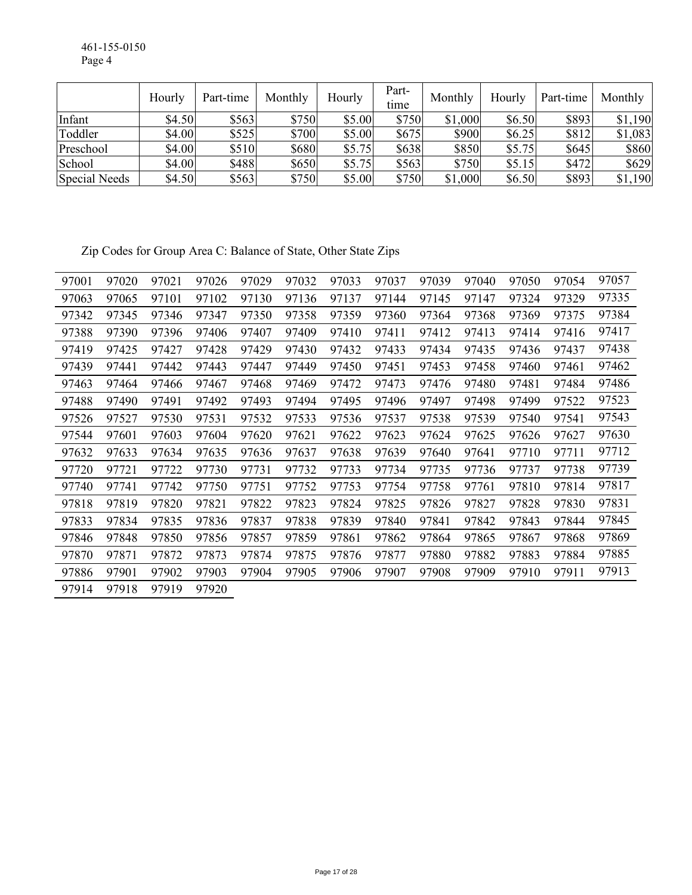461-155-0150
Page 4

| | Hourly | Part-time | Monthly | Hourly | Part-time | Monthly | Hourly | Part-time | Monthly |
|---|---|---|---|---|---|---|---|---|---|
| Infant | $4.50 | $563 | $750 | $5.00 | $750 | $1,000 | $6.50 | $893 | $1,190 |
| Toddler | $4.00 | $525 | $700 | $5.00 | $675 | $900 | $6.25 | $812 | $1,083 |
| Preschool | $4.00 | $510 | $680 | $5.75 | $638 | $850 | $5.75 | $645 | $860 |
| School | $4.00 | $488 | $650 | $5.75 | $563 | $750 | $5.15 | $472 | $629 |
| Special Needs | $4.50 | $563 | $750 | $5.00 | $750 | $1,000 | $6.50 | $893 | $1,190 |

Zip Codes for Group Area C: Balance of State, Other State Zips

| | | | | | | | | | | | | |
|---|---|---|---|---|---|---|---|---|---|---|---|---|
| 97001 | 97020 | 97021 | 97026 | 97029 | 97032 | 97033 | 97037 | 97039 | 97040 | 97050 | 97054 | 97057 |
| 97063 | 97065 | 97101 | 97102 | 97130 | 97136 | 97137 | 97144 | 97145 | 97147 | 97324 | 97329 | 97335 |
| 97342 | 97345 | 97346 | 97347 | 97350 | 97358 | 97359 | 97360 | 97364 | 97368 | 97369 | 97375 | 97384 |
| 97388 | 97390 | 97396 | 97406 | 97407 | 97409 | 97410 | 97411 | 97412 | 97413 | 97414 | 97416 | 97417 |
| 97419 | 97425 | 97427 | 97428 | 97429 | 97430 | 97432 | 97433 | 97434 | 97435 | 97436 | 97437 | 97438 |
| 97439 | 97441 | 97442 | 97443 | 97447 | 97449 | 97450 | 97451 | 97453 | 97458 | 97460 | 97461 | 97462 |
| 97463 | 97464 | 97466 | 97467 | 97468 | 97469 | 97472 | 97473 | 97476 | 97480 | 97481 | 97484 | 97486 |
| 97488 | 97490 | 97491 | 97492 | 97493 | 97494 | 97495 | 97496 | 97497 | 97498 | 97499 | 97522 | 97523 |
| 97526 | 97527 | 97530 | 97531 | 97532 | 97533 | 97536 | 97537 | 97538 | 97539 | 97540 | 97541 | 97543 |
| 97544 | 97601 | 97603 | 97604 | 97620 | 97621 | 97622 | 97623 | 97624 | 97625 | 97626 | 97627 | 97630 |
| 97632 | 97633 | 97634 | 97635 | 97636 | 97637 | 97638 | 97639 | 97640 | 97641 | 97710 | 97711 | 97712 |
| 97720 | 97721 | 97722 | 97730 | 97731 | 97732 | 97733 | 97734 | 97735 | 97736 | 97737 | 97738 | 97739 |
| 97740 | 97741 | 97742 | 97750 | 97751 | 97752 | 97753 | 97754 | 97758 | 97761 | 97810 | 97814 | 97817 |
| 97818 | 97819 | 97820 | 97821 | 97822 | 97823 | 97824 | 97825 | 97826 | 97827 | 97828 | 97830 | 97831 |
| 97833 | 97834 | 97835 | 97836 | 97837 | 97838 | 97839 | 97840 | 97841 | 97842 | 97843 | 97844 | 97845 |
| 97846 | 97848 | 97850 | 97856 | 97857 | 97859 | 97861 | 97862 | 97864 | 97865 | 97867 | 97868 | 97869 |
| 97870 | 97871 | 97872 | 97873 | 97874 | 97875 | 97876 | 97877 | 97880 | 97882 | 97883 | 97884 | 97885 |
| 97886 | 97901 | 97902 | 97903 | 97904 | 97905 | 97906 | 97907 | 97908 | 97909 | 97910 | 97911 | 97913 |
| 97914 | 97918 | 97919 | 97920 | | | | | | | | | |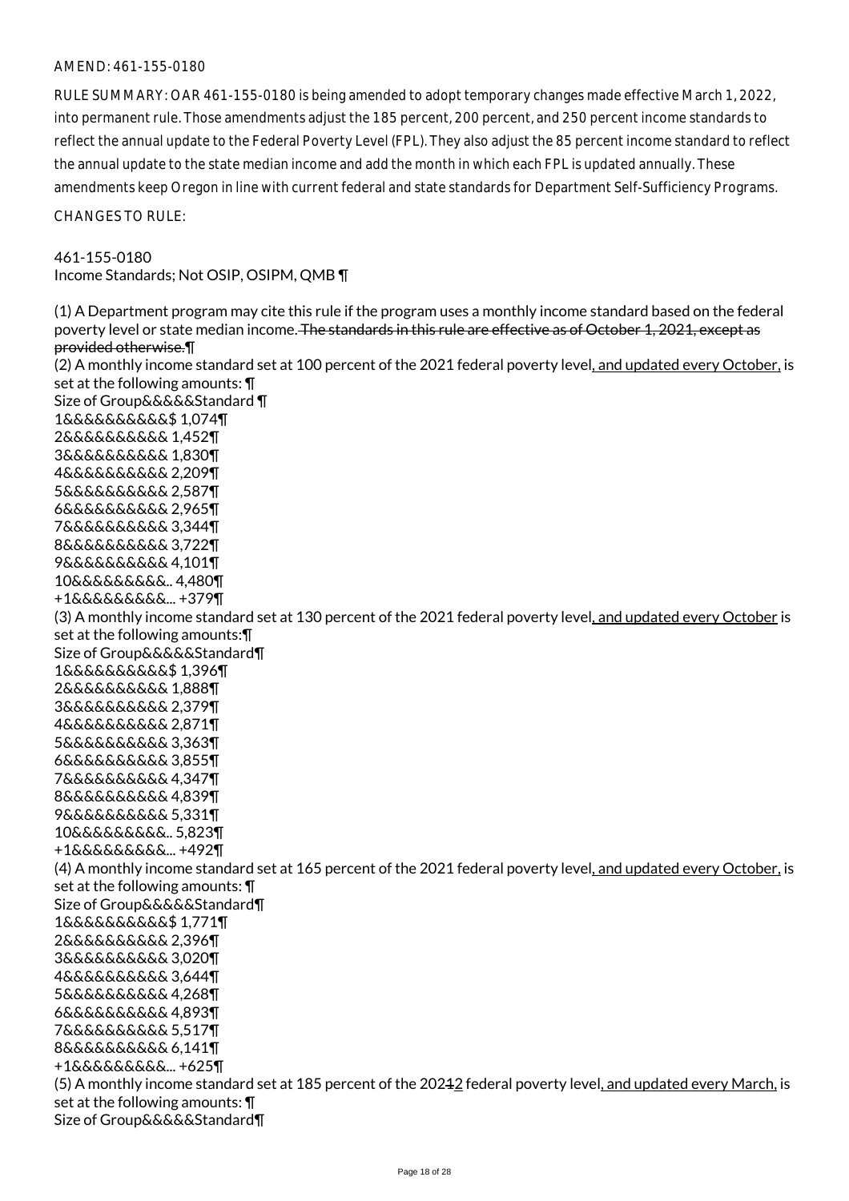AMEND: 461-155-0180

RULE SUMMARY: OAR 461-155-0180 is being amended to adopt temporary changes made effective March 1, 2022, into permanent rule. Those amendments adjust the 185 percent, 200 percent, and 250 percent income standards to reflect the annual update to the Federal Poverty Level (FPL). They also adjust the 85 percent income standard to reflect the annual update to the state median income and add the month in which each FPL is updated annually. These amendments keep Oregon in line with current federal and state standards for Department Self-Sufficiency Programs.

CHANGES TO RULE:

461-155-0180
Income Standards; Not OSIP, OSIPM, QMB ¶

(1) A Department program may cite this rule if the program uses a monthly income standard based on the federal poverty level or state median income. ~~The standards in this rule are effective as of October 1, 2021, except as provided otherwise.~~¶
(2) A monthly income standard set at 100 percent of the 2021 federal poverty level, and updated every October, is set at the following amounts: ¶
Size of Group&&&&&Standard ¶
1&&&&&&&&&&$ 1,074¶
2&&&&&&&&&& 1,452¶
3&&&&&&&&&& 1,830¶
4&&&&&&&&&& 2,209¶
5&&&&&&&&&& 2,587¶
6&&&&&&&&&& 2,965¶
7&&&&&&&&&& 3,344¶
8&&&&&&&&&& 3,722¶
9&&&&&&&&&& 4,101¶
10&&&&&&&&&.. 4,480¶
+1&&&&&&&&&... +379¶
(3) A monthly income standard set at 130 percent of the 2021 federal poverty level, and updated every October is set at the following amounts:¶
Size of Group&&&&&Standard¶
1&&&&&&&&&&$ 1,396¶
2&&&&&&&&&& 1,888¶
3&&&&&&&&&& 2,379¶
4&&&&&&&&&& 2,871¶
5&&&&&&&&&& 3,363¶
6&&&&&&&&&& 3,855¶
7&&&&&&&&&& 4,347¶
8&&&&&&&&&& 4,839¶
9&&&&&&&&&& 5,331¶
10&&&&&&&&&.. 5,823¶
+1&&&&&&&&&... +492¶
(4) A monthly income standard set at 165 percent of the 2021 federal poverty level, and updated every October, is set at the following amounts: ¶
Size of Group&&&&&Standard¶
1&&&&&&&&&&$ 1,771¶
2&&&&&&&&&& 2,396¶
3&&&&&&&&&& 3,020¶
4&&&&&&&&&& 3,644¶
5&&&&&&&&&& 4,268¶
6&&&&&&&&&& 4,893¶
7&&&&&&&&&& 5,517¶
8&&&&&&&&&& 6,141¶
+1&&&&&&&&&... +625¶
(5) A monthly income standard set at 185 percent of the 202~~1~~2 federal poverty level, and updated every March, is set at the following amounts: ¶
Size of Group&&&&&Standard¶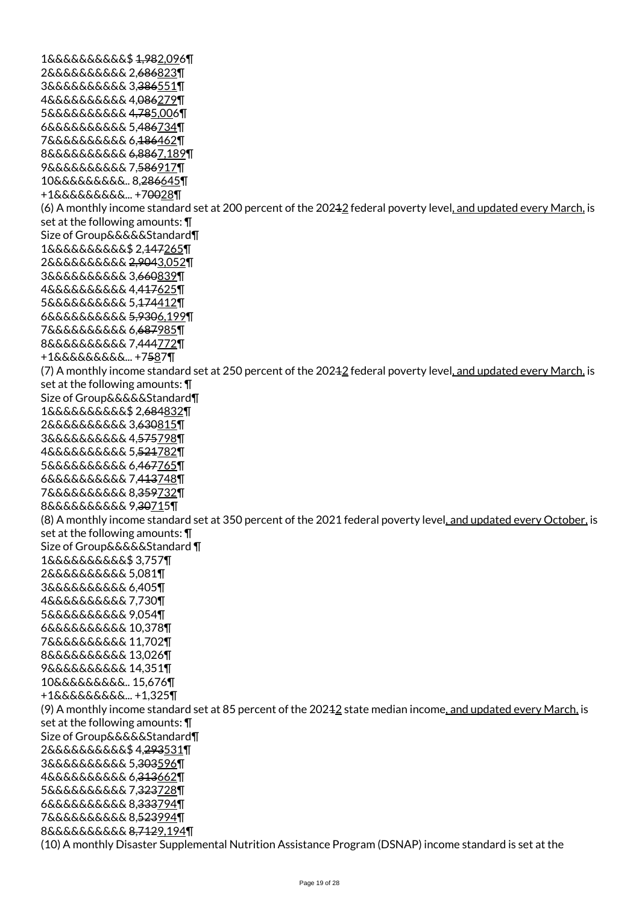1&&&&&&&&&&$ ~~1,98~~<u>2,096</u>¶
2&&&&&&&&&& 2,~~686~~<u>823</u>¶
3&&&&&&&&&& 3,~~386~~<u>551</u>¶
4&&&&&&&&&& 4,~~086~~<u>279</u>¶
5&&&&&&&&&& ~~4,78~~<u>5,006</u>¶
6&&&&&&&&&& 5,~~486~~<u>734</u>¶
7&&&&&&&&&& 6,~~186~~<u>462</u>¶
8&&&&&&&&&& ~~6,886~~<u>7,189</u>¶
9&&&&&&&&&& 7,~~586~~<u>917</u>¶
10&&&&&&&&&.. 8,~~286~~<u>645</u>¶
+1&&&&&&&&&... +7~~00~~<u>28</u>¶

(6) A monthly income standard set at 200 percent of the 202~~1~~<u>2</u> federal poverty level<u>, and updated every March,</u> is set at the following amounts: ¶
Size of Group&&&&&Standard¶
1&&&&&&&&&&$ 2,~~147~~<u>265</u>¶
2&&&&&&&&&& ~~2,904~~<u>3,052</u>¶
3&&&&&&&&&& 3,~~660~~<u>839</u>¶
4&&&&&&&&&& 4,~~417~~<u>625</u>¶
5&&&&&&&&&& 5,~~174~~<u>412</u>¶
6&&&&&&&&&& ~~5,930~~<u>6,199</u>¶
7&&&&&&&&&& 6,~~687~~<u>985</u>¶
8&&&&&&&&&& 7,~~444~~<u>772</u>¶
+1&&&&&&&&&... +7~~5~~<u>8</u>7¶

(7) A monthly income standard set at 250 percent of the 202~~1~~<u>2</u> federal poverty level<u>, and updated every March,</u> is set at the following amounts: ¶
Size of Group&&&&&Standard¶
1&&&&&&&&&&$ 2,~~684~~<u>832</u>¶
2&&&&&&&&&& 3,~~630~~<u>815</u>¶
3&&&&&&&&&& 4,~~575~~<u>798</u>¶
4&&&&&&&&&& 5,~~521~~<u>782</u>¶
5&&&&&&&&&& 6,~~467~~<u>765</u>¶
6&&&&&&&&&& 7,~~413~~<u>748</u>¶
7&&&&&&&&&& 8,~~359~~<u>732</u>¶
8&&&&&&&&&& 9,~~30~~<u>7</u>15¶

(8) A monthly income standard set at 350 percent of the 2021 federal poverty level<u>, and updated every October,</u> is set at the following amounts: ¶
Size of Group&&&&&Standard ¶
1&&&&&&&&&&$ 3,757¶
2&&&&&&&&&& 5,081¶
3&&&&&&&&&& 6,405¶
4&&&&&&&&&& 7,730¶
5&&&&&&&&&& 9,054¶
6&&&&&&&&&& 10,378¶
7&&&&&&&&&& 11,702¶
8&&&&&&&&&& 13,026¶
9&&&&&&&&&& 14,351¶
10&&&&&&&&&.. 15,676¶
+1&&&&&&&&&... +1,325¶

(9) A monthly income standard set at 85 percent of the 202~~1~~<u>2</u> state median income<u>, and updated every March,</u> is set at the following amounts: ¶
Size of Group&&&&&Standard¶
2&&&&&&&&&&$ 4,~~293~~<u>531</u>¶
3&&&&&&&&&& 5,~~303~~<u>596</u>¶
4&&&&&&&&&& 6,~~313~~<u>662</u>¶
5&&&&&&&&&& 7,~~323~~<u>728</u>¶
6&&&&&&&&&& 8,~~333~~<u>794</u>¶
7&&&&&&&&&& 8,~~523~~<u>994</u>¶
8&&&&&&&&&& ~~8,712~~<u>9,194</u>¶

(10) A monthly Disaster Supplemental Nutrition Assistance Program (DSNAP) income standard is set at the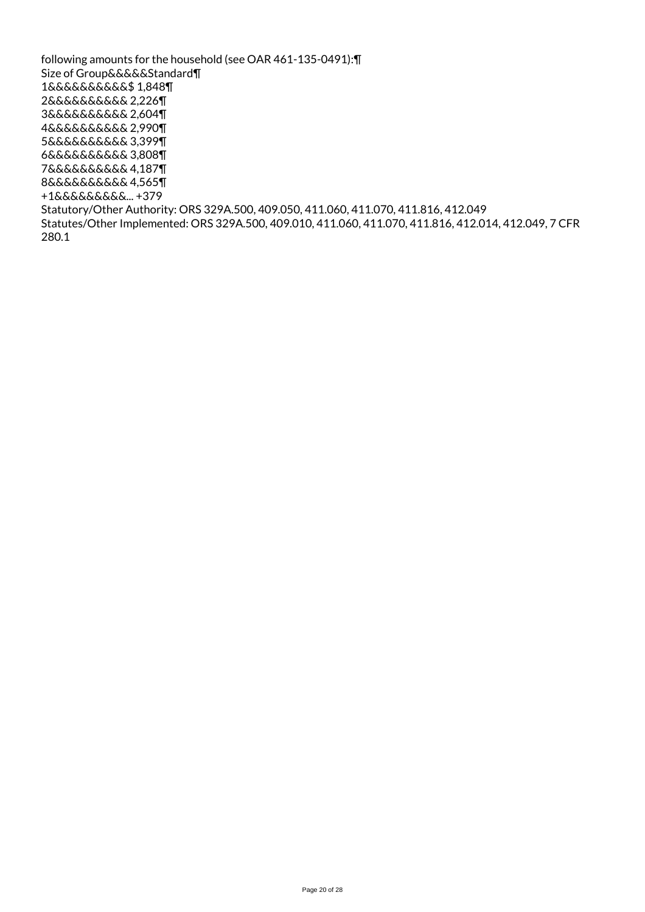following amounts for the household (see OAR 461-135-0491):¶
Size of Group&&&&&Standard¶
1&&&&&&&&&&$ 1,848¶
2&&&&&&&&&& 2,226¶
3&&&&&&&&&& 2,604¶
4&&&&&&&&&& 2,990¶
5&&&&&&&&&& 3,399¶
6&&&&&&&&&& 3,808¶
7&&&&&&&&&& 4,187¶
8&&&&&&&&&& 4,565¶
+1&&&&&&&&&... +379
Statutory/Other Authority: ORS 329A.500, 409.050, 411.060, 411.070, 411.816, 412.049
Statutes/Other Implemented: ORS 329A.500, 409.010, 411.060, 411.070, 411.816, 412.014, 412.049, 7 CFR 280.1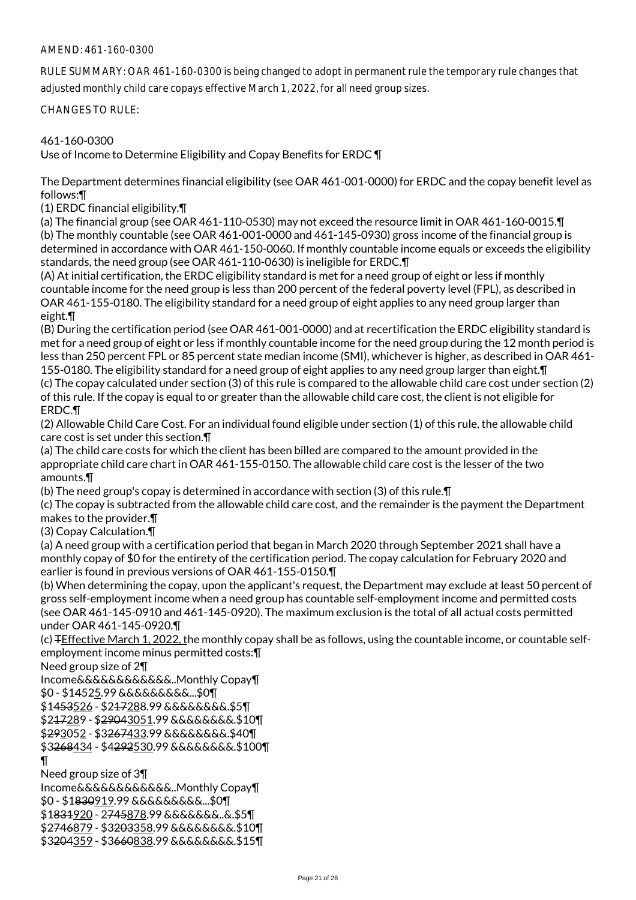AMEND: 461-160-0300

RULE SUMMARY: OAR 461-160-0300 is being changed to adopt in permanent rule the temporary rule changes that adjusted monthly child care copays effective March 1, 2022, for all need group sizes.

CHANGES TO RULE:

461-160-0300
Use of Income to Determine Eligibility and Copay Benefits for ERDC ¶

The Department determines financial eligibility (see OAR 461-001-0000) for ERDC and the copay benefit level as follows:¶

(1) ERDC financial eligibility.¶

(a) The financial group (see OAR 461-110-0530) may not exceed the resource limit in OAR 461-160-0015.¶

(b) The monthly countable (see OAR 461-001-0000 and 461-145-0930) gross income of the financial group is determined in accordance with OAR 461-150-0060. If monthly countable income equals or exceeds the eligibility standards, the need group (see OAR 461-110-0630) is ineligible for ERDC.¶

(A) At initial certification, the ERDC eligibility standard is met for a need group of eight or less if monthly countable income for the need group is less than 200 percent of the federal poverty level (FPL), as described in OAR 461-155-0180. The eligibility standard for a need group of eight applies to any need group larger than eight.¶

(B) During the certification period (see OAR 461-001-0000) and at recertification the ERDC eligibility standard is met for a need group of eight or less if monthly countable income for the need group during the 12 month period is less than 250 percent FPL or 85 percent state median income (SMI), whichever is higher, as described in OAR 461-155-0180. The eligibility standard for a need group of eight applies to any need group larger than eight.¶

(c) The copay calculated under section (3) of this rule is compared to the allowable child care cost under section (2) of this rule. If the copay is equal to or greater than the allowable child care cost, the client is not eligible for ERDC.¶

(2) Allowable Child Care Cost. For an individual found eligible under section (1) of this rule, the allowable child care cost is set under this section.¶

(a) The child care costs for which the client has been billed are compared to the amount provided in the appropriate child care chart in OAR 461-155-0150. The allowable child care cost is the lesser of the two amounts.¶

(b) The need group's copay is determined in accordance with section (3) of this rule.¶

(c) The copay is subtracted from the allowable child care cost, and the remainder is the payment the Department makes to the provider.¶

(3) Copay Calculation.¶

(a) A need group with a certification period that began in March 2020 through September 2021 shall have a monthly copay of $0 for the entirety of the certification period. The copay calculation for February 2020 and earlier is found in previous versions of OAR 461-155-0150.¶

(b) When determining the copay, upon the applicant's request, the Department may exclude at least 50 percent of gross self-employment income when a need group has countable self-employment income and permitted costs (see OAR 461-145-0910 and 461-145-0920). The maximum exclusion is the total of all actual costs permitted under OAR 461-145-0920.¶

(c) ~~T~~Effective March 1, 2022, the monthly copay shall be as follows, using the countable income, or countable self-employment income minus permitted costs:¶

Need group size of 2¶
Income&&&&&&&&&&&..Monthly Copay¶
$0 - $1452~~5~~.99 &&&&&&&&&...$0¶
$14~~53~~526 - $2~~17~~288.99 &&&&&&&&.$5¶
$2~~17~~289 - $~~2904~~3051.99 &&&&&&&&.$10¶
$~~293~~3052 - $3~~267~~433.99 &&&&&&&&.$40¶
$3~~268~~434 - $4~~292~~530.99 &&&&&&&&.$100¶
¶
Need group size of 3¶
Income&&&&&&&&&&&..Monthly Copay¶
$0 - $1~~830~~919.99 &&&&&&&&&...$0¶
$1~~831~~920 - 2~~745~~878.99 &&&&&&&..&.$5¶
$2~~746~~879 - $3~~203~~358.99 &&&&&&&&.$10¶
$3~~204~~359 - $3~~660~~838.99 &&&&&&&&.$15¶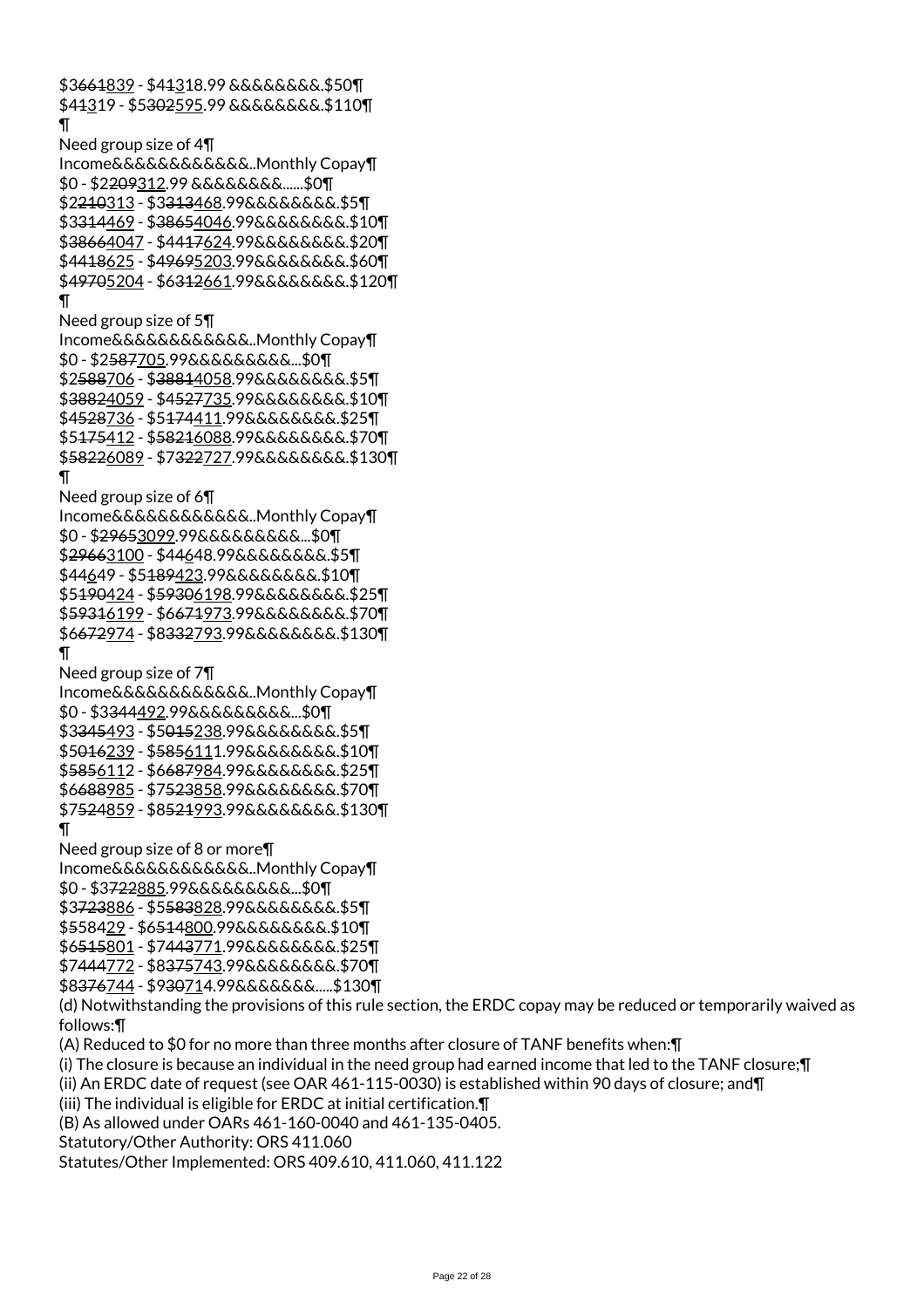$3~~661~~839 - $4~~1~~318.99 &&&&&&&&.$50

$4~~1~~319 - $5~~302~~595.99 &&&&&&&&.$110

Need group size of 4

Income&&&&&&&&&&&..Monthly Copay

$0 - $2~~209~~312.99 &&&&&&&&......$0

$2~~210~~313 - $3~~313~~468.99&&&&&&&&.$5

$3~~314~~469 - $~~3865~~4046.99&&&&&&&&.$10

$~~3866~~4047 - $4~~417~~624.99&&&&&&&&.$20

$4~~418~~625 - $~~4969~~5203.99&&&&&&&&.$60

$~~4970~~5204 - $6~~312~~661.99&&&&&&&&.$120

Need group size of 5

Income&&&&&&&&&&&..Monthly Copay

$0 - $2~~587~~705.99&&&&&&&&&...$0

$2~~588~~706 - $~~3881~~4058.99&&&&&&&&.$5

$~~3882~~4059 - $4~~527~~735.99&&&&&&&&.$10

$4~~528~~736 - $5~~174~~411.99&&&&&&&&.$25

$5~~175~~412 - $~~5821~~6088.99&&&&&&&&.$70

$~~5822~~6089 - $7~~322~~727.99&&&&&&&&.$130

Need group size of 6

Income&&&&&&&&&&&..Monthly Copay

$0 - $~~2965~~3099.99&&&&&&&&&...$0

$~~2966~~3100 - $4~~4~~648.99&&&&&&&&.$5

$4~~4~~649 - $5~~189~~423.99&&&&&&&&.$10

$5~~190~~424 - $~~5930~~6198.99&&&&&&&&.$25

$~~5931~~6199 - $6~~671~~973.99&&&&&&&&.$70

$6~~672~~974 - $8~~332~~793.99&&&&&&&&.$130

Need group size of 7

Income&&&&&&&&&&&..Monthly Copay

$0 - $3~~344~~492.99&&&&&&&&&...$0

$3~~345~~493 - $5~~015~~238.99&&&&&&&&.$5

$5~~016~~239 - $~~5856~~6111.99&&&&&&&&.$10

$~~5856~~6112 - $6~~687~~984.99&&&&&&&&.$25

$6~~688~~985 - $7~~523~~858.99&&&&&&&&.$70

$7~~524~~859 - $8~~521~~993.99&&&&&&&&.$130

Need group size of 8 or more

Income&&&&&&&&&&&..Monthly Copay

$0 - $3~~722~~885.99&&&&&&&&&...$0

$3~~723~~886 - $5~~583~~828.99&&&&&&&&.$5

$5~~584~~29 - $6~~514~~800.99&&&&&&&&.$10

$6~~515~~801 - $7~~443~~771.99&&&&&&&&.$25

$7~~444~~772 - $8~~375~~743.99&&&&&&&&.$70

$8~~376~~744 - $9~~30~~714.99&&&&&&&.....$130

(d) Notwithstanding the provisions of this rule section, the ERDC copay may be reduced or temporarily waived as follows:

(A) Reduced to $0 for no more than three months after closure of TANF benefits when:

(i) The closure is because an individual in the need group had earned income that led to the TANF closure;

(ii) An ERDC date of request (see OAR 461-115-0030) is established within 90 days of closure; and

(iii) The individual is eligible for ERDC at initial certification.

(B) As allowed under OARs 461-160-0040 and 461-135-0405.

Statutory/Other Authority: ORS 411.060

Statutes/Other Implemented: ORS 409.610, 411.060, 411.122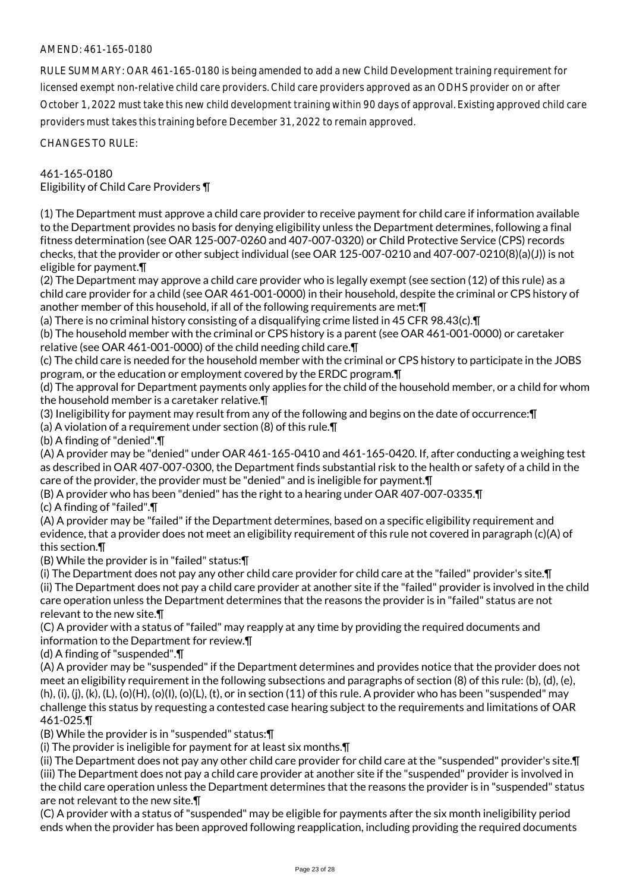AMEND: 461-165-0180

RULE SUMMARY: OAR 461-165-0180 is being amended to add a new Child Development training requirement for licensed exempt non-relative child care providers. Child care providers approved as an ODHS provider on or after October 1, 2022 must take this new child development training within 90 days of approval. Existing approved child care providers must takes this training before December 31, 2022 to remain approved.

CHANGES TO RULE:

461-165-0180
Eligibility of Child Care Providers ¶

(1) The Department must approve a child care provider to receive payment for child care if information available to the Department provides no basis for denying eligibility unless the Department determines, following a final fitness determination (see OAR 125-007-0260 and 407-007-0320) or Child Protective Service (CPS) records checks, that the provider or other subject individual (see OAR 125-007-0210 and 407-007-0210(8)(a)(J)) is not eligible for payment.¶
(2) The Department may approve a child care provider who is legally exempt (see section (12) of this rule) as a child care provider for a child (see OAR 461-001-0000) in their household, despite the criminal or CPS history of another member of this household, if all of the following requirements are met:¶
(a) There is no criminal history consisting of a disqualifying crime listed in 45 CFR 98.43(c).¶
(b) The household member with the criminal or CPS history is a parent (see OAR 461-001-0000) or caretaker relative (see OAR 461-001-0000) of the child needing child care.¶
(c) The child care is needed for the household member with the criminal or CPS history to participate in the JOBS program, or the education or employment covered by the ERDC program.¶
(d) The approval for Department payments only applies for the child of the household member, or a child for whom the household member is a caretaker relative.¶
(3) Ineligibility for payment may result from any of the following and begins on the date of occurrence:¶
(a) A violation of a requirement under section (8) of this rule.¶
(b) A finding of "denied".¶
(A) A provider may be "denied" under OAR 461-165-0410 and 461-165-0420. If, after conducting a weighing test as described in OAR 407-007-0300, the Department finds substantial risk to the health or safety of a child in the care of the provider, the provider must be "denied" and is ineligible for payment.¶
(B) A provider who has been "denied" has the right to a hearing under OAR 407-007-0335.¶
(c) A finding of "failed".¶
(A) A provider may be "failed" if the Department determines, based on a specific eligibility requirement and evidence, that a provider does not meet an eligibility requirement of this rule not covered in paragraph (c)(A) of this section.¶
(B) While the provider is in "failed" status:¶
(i) The Department does not pay any other child care provider for child care at the "failed" provider's site.¶
(ii) The Department does not pay a child care provider at another site if the "failed" provider is involved in the child care operation unless the Department determines that the reasons the provider is in "failed" status are not relevant to the new site.¶
(C) A provider with a status of "failed" may reapply at any time by providing the required documents and information to the Department for review.¶
(d) A finding of "suspended".¶
(A) A provider may be "suspended" if the Department determines and provides notice that the provider does not meet an eligibility requirement in the following subsections and paragraphs of section (8) of this rule: (b), (d), (e), (h), (i), (j), (k), (L), (o)(H), (o)(I), (o)(L), (t), or in section (11) of this rule. A provider who has been "suspended" may challenge this status by requesting a contested case hearing subject to the requirements and limitations of OAR 461-025.¶
(B) While the provider is in "suspended" status:¶
(i) The provider is ineligible for payment for at least six months.¶
(ii) The Department does not pay any other child care provider for child care at the "suspended" provider's site.¶
(iii) The Department does not pay a child care provider at another site if the "suspended" provider is involved in the child care operation unless the Department determines that the reasons the provider is in "suspended" status are not relevant to the new site.¶
(C) A provider with a status of "suspended" may be eligible for payments after the six month ineligibility period ends when the provider has been approved following reapplication, including providing the required documents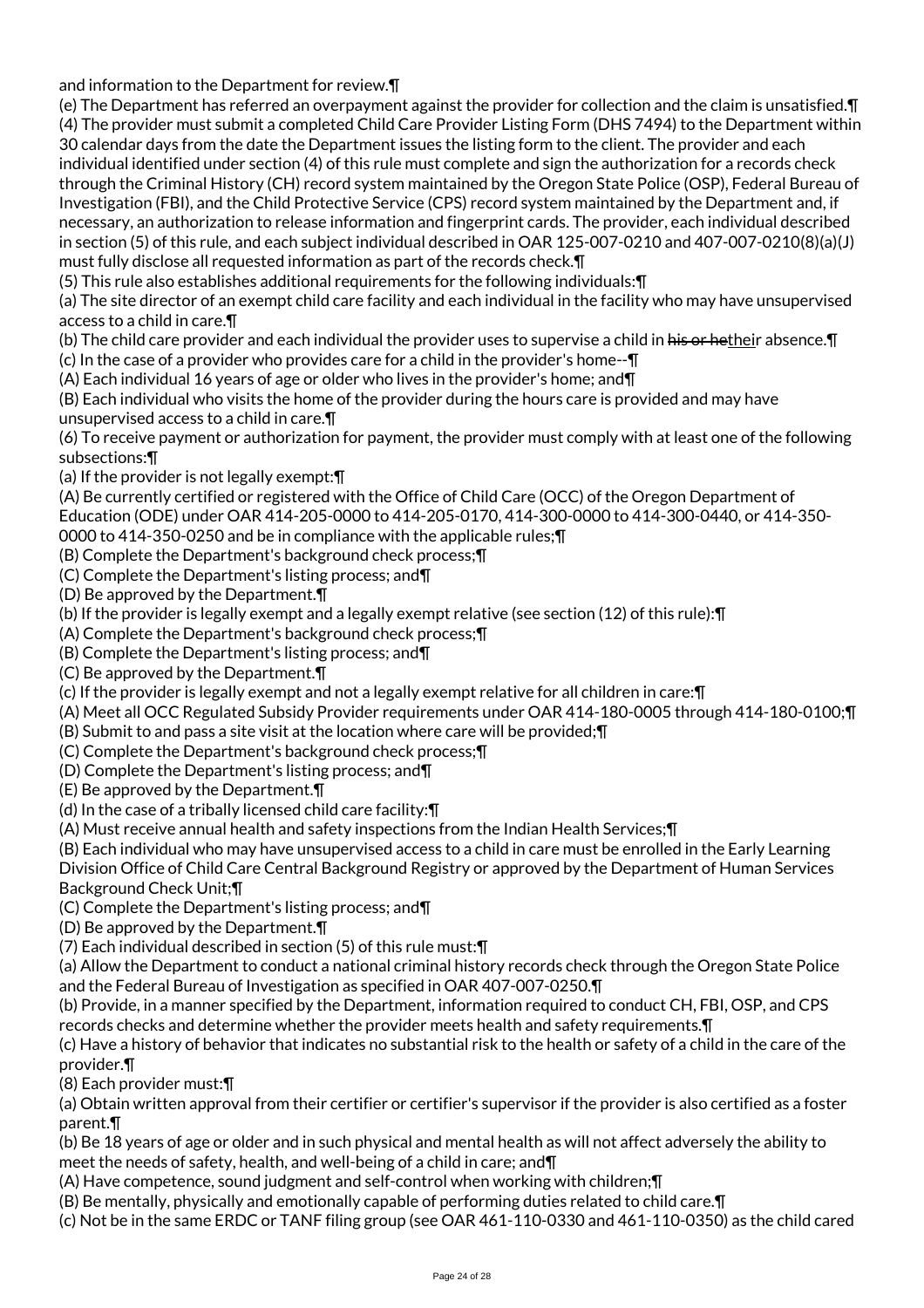and information to the Department for review.¶

(e) The Department has referred an overpayment against the provider for collection and the claim is unsatisfied.¶

(4) The provider must submit a completed Child Care Provider Listing Form (DHS 7494) to the Department within 30 calendar days from the date the Department issues the listing form to the client. The provider and each individual identified under section (4) of this rule must complete and sign the authorization for a records check through the Criminal History (CH) record system maintained by the Oregon State Police (OSP), Federal Bureau of Investigation (FBI), and the Child Protective Service (CPS) record system maintained by the Department and, if necessary, an authorization to release information and fingerprint cards. The provider, each individual described in section (5) of this rule, and each subject individual described in OAR 125-007-0210 and 407-007-0210(8)(a)(J) must fully disclose all requested information as part of the records check.¶

(5) This rule also establishes additional requirements for the following individuals:¶

(a) The site director of an exempt child care facility and each individual in the facility who may have unsupervised access to a child in care.¶

(b) The child care provider and each individual the provider uses to supervise a child in ~~his or he~~their absence.¶

(c) In the case of a provider who provides care for a child in the provider's home--¶

(A) Each individual 16 years of age or older who lives in the provider's home; and¶

(B) Each individual who visits the home of the provider during the hours care is provided and may have unsupervised access to a child in care.¶

(6) To receive payment or authorization for payment, the provider must comply with at least one of the following subsections:¶

(a) If the provider is not legally exempt:¶

(A) Be currently certified or registered with the Office of Child Care (OCC) of the Oregon Department of Education (ODE) under OAR 414-205-0000 to 414-205-0170, 414-300-0000 to 414-300-0440, or 414-350-0000 to 414-350-0250 and be in compliance with the applicable rules;¶

(B) Complete the Department's background check process;¶

(C) Complete the Department's listing process; and¶

(D) Be approved by the Department.¶

(b) If the provider is legally exempt and a legally exempt relative (see section (12) of this rule):¶

(A) Complete the Department's background check process;¶

(B) Complete the Department's listing process; and¶

(C) Be approved by the Department.¶

(c) If the provider is legally exempt and not a legally exempt relative for all children in care:¶

(A) Meet all OCC Regulated Subsidy Provider requirements under OAR 414-180-0005 through 414-180-0100;¶

(B) Submit to and pass a site visit at the location where care will be provided;¶

(C) Complete the Department's background check process;¶

(D) Complete the Department's listing process; and¶

(E) Be approved by the Department.¶

(d) In the case of a tribally licensed child care facility:¶

(A) Must receive annual health and safety inspections from the Indian Health Services;¶

(B) Each individual who may have unsupervised access to a child in care must be enrolled in the Early Learning Division Office of Child Care Central Background Registry or approved by the Department of Human Services Background Check Unit;¶

(C) Complete the Department's listing process; and¶

(D) Be approved by the Department.¶

(7) Each individual described in section (5) of this rule must:¶

(a) Allow the Department to conduct a national criminal history records check through the Oregon State Police and the Federal Bureau of Investigation as specified in OAR 407-007-0250.¶

(b) Provide, in a manner specified by the Department, information required to conduct CH, FBI, OSP, and CPS records checks and determine whether the provider meets health and safety requirements.¶

(c) Have a history of behavior that indicates no substantial risk to the health or safety of a child in the care of the provider.¶

(8) Each provider must:¶

(a) Obtain written approval from their certifier or certifier's supervisor if the provider is also certified as a foster parent.¶

(b) Be 18 years of age or older and in such physical and mental health as will not affect adversely the ability to meet the needs of safety, health, and well-being of a child in care; and¶

(A) Have competence, sound judgment and self-control when working with children;¶

(B) Be mentally, physically and emotionally capable of performing duties related to child care.¶

(c) Not be in the same ERDC or TANF filing group (see OAR 461-110-0330 and 461-110-0350) as the child cared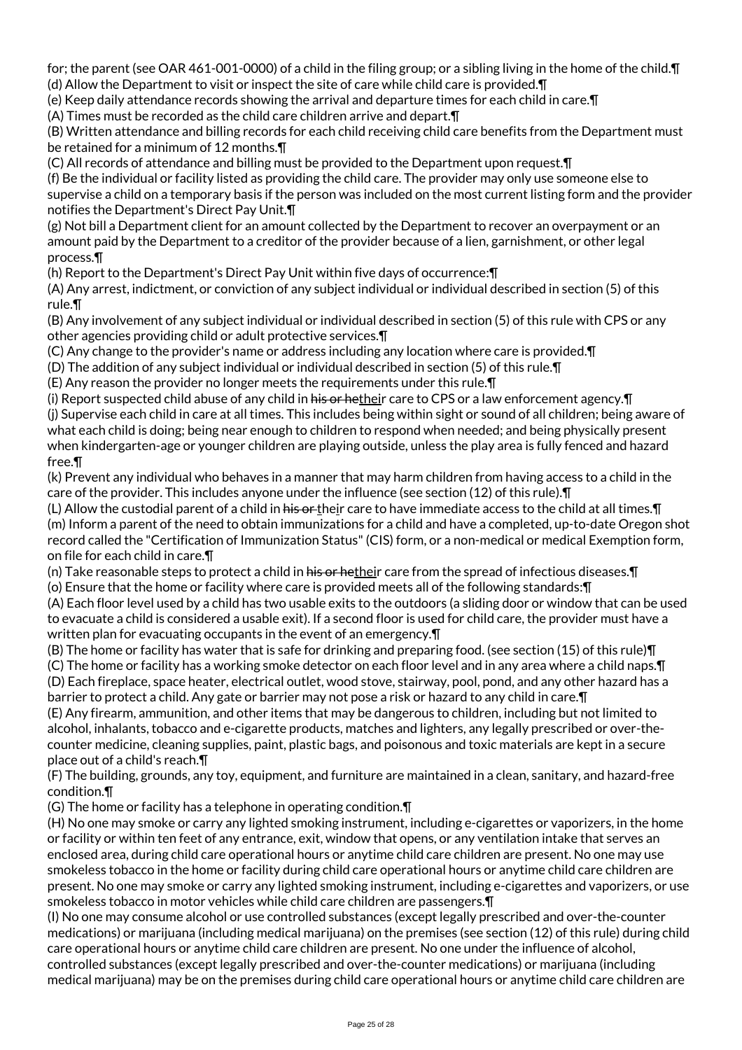for; the parent (see OAR 461-001-0000) of a child in the filing group; or a sibling living in the home of the child.¶
(d) Allow the Department to visit or inspect the site of care while child care is provided.¶
(e) Keep daily attendance records showing the arrival and departure times for each child in care.¶
(A) Times must be recorded as the child care children arrive and depart.¶
(B) Written attendance and billing records for each child receiving child care benefits from the Department must be retained for a minimum of 12 months.¶
(C) All records of attendance and billing must be provided to the Department upon request.¶
(f) Be the individual or facility listed as providing the child care. The provider may only use someone else to supervise a child on a temporary basis if the person was included on the most current listing form and the provider notifies the Department's Direct Pay Unit.¶
(g) Not bill a Department client for an amount collected by the Department to recover an overpayment or an amount paid by the Department to a creditor of the provider because of a lien, garnishment, or other legal process.¶
(h) Report to the Department's Direct Pay Unit within five days of occurrence:¶
(A) Any arrest, indictment, or conviction of any subject individual or individual described in section (5) of this rule.¶
(B) Any involvement of any subject individual or individual described in section (5) of this rule with CPS or any other agencies providing child or adult protective services.¶
(C) Any change to the provider's name or address including any location where care is provided.¶
(D) The addition of any subject individual or individual described in section (5) of this rule.¶
(E) Any reason the provider no longer meets the requirements under this rule.¶
(i) Report suspected child abuse of any child in ~~his or he~~their care to CPS or a law enforcement agency.¶
(j) Supervise each child in care at all times. This includes being within sight or sound of all children; being aware of what each child is doing; being near enough to children to respond when needed; and being physically present when kindergarten-age or younger children are playing outside, unless the play area is fully fenced and hazard free.¶
(k) Prevent any individual who behaves in a manner that may harm children from having access to a child in the care of the provider. This includes anyone under the influence (see section (12) of this rule).¶
(L) Allow the custodial parent of a child in ~~his or~~ their care to have immediate access to the child at all times.¶
(m) Inform a parent of the need to obtain immunizations for a child and have a completed, up-to-date Oregon shot record called the "Certification of Immunization Status" (CIS) form, or a non-medical or medical Exemption form, on file for each child in care.¶
(n) Take reasonable steps to protect a child in ~~his or he~~their care from the spread of infectious diseases.¶
(o) Ensure that the home or facility where care is provided meets all of the following standards:¶
(A) Each floor level used by a child has two usable exits to the outdoors (a sliding door or window that can be used to evacuate a child is considered a usable exit). If a second floor is used for child care, the provider must have a written plan for evacuating occupants in the event of an emergency.¶
(B) The home or facility has water that is safe for drinking and preparing food. (see section (15) of this rule)¶
(C) The home or facility has a working smoke detector on each floor level and in any area where a child naps.¶
(D) Each fireplace, space heater, electrical outlet, wood stove, stairway, pool, pond, and any other hazard has a barrier to protect a child. Any gate or barrier may not pose a risk or hazard to any child in care.¶
(E) Any firearm, ammunition, and other items that may be dangerous to children, including but not limited to alcohol, inhalants, tobacco and e-cigarette products, matches and lighters, any legally prescribed or over-the-counter medicine, cleaning supplies, paint, plastic bags, and poisonous and toxic materials are kept in a secure place out of a child's reach.¶
(F) The building, grounds, any toy, equipment, and furniture are maintained in a clean, sanitary, and hazard-free condition.¶
(G) The home or facility has a telephone in operating condition.¶
(H) No one may smoke or carry any lighted smoking instrument, including e-cigarettes or vaporizers, in the home or facility or within ten feet of any entrance, exit, window that opens, or any ventilation intake that serves an enclosed area, during child care operational hours or anytime child care children are present. No one may use smokeless tobacco in the home or facility during child care operational hours or anytime child care children are present. No one may smoke or carry any lighted smoking instrument, including e-cigarettes and vaporizers, or use smokeless tobacco in motor vehicles while child care children are passengers.¶
(I) No one may consume alcohol or use controlled substances (except legally prescribed and over-the-counter medications) or marijuana (including medical marijuana) on the premises (see section (12) of this rule) during child care operational hours or anytime child care children are present. No one under the influence of alcohol, controlled substances (except legally prescribed and over-the-counter medications) or marijuana (including medical marijuana) may be on the premises during child care operational hours or anytime child care children are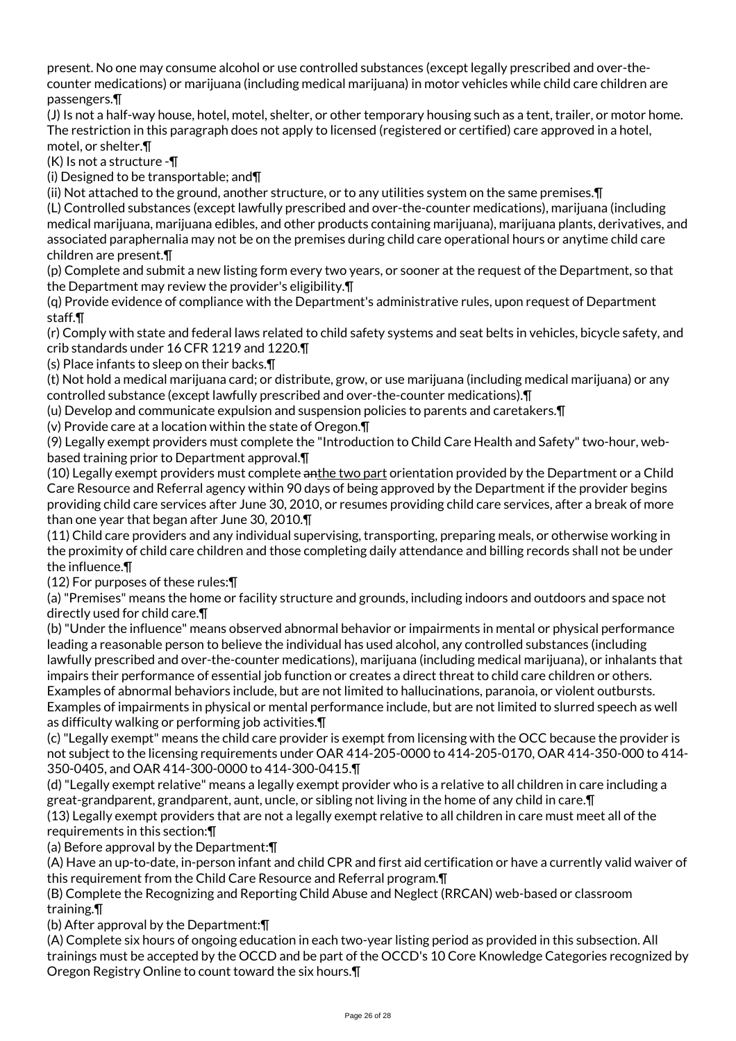present. No one may consume alcohol or use controlled substances (except legally prescribed and over-the-counter medications) or marijuana (including medical marijuana) in motor vehicles while child care children are passengers.¶

(J) Is not a half-way house, hotel, motel, shelter, or other temporary housing such as a tent, trailer, or motor home. The restriction in this paragraph does not apply to licensed (registered or certified) care approved in a hotel, motel, or shelter.¶

(K) Is not a structure -¶

(i) Designed to be transportable; and¶

(ii) Not attached to the ground, another structure, or to any utilities system on the same premises.¶

(L) Controlled substances (except lawfully prescribed and over-the-counter medications), marijuana (including medical marijuana, marijuana edibles, and other products containing marijuana), marijuana plants, derivatives, and associated paraphernalia may not be on the premises during child care operational hours or anytime child care children are present.¶

(p) Complete and submit a new listing form every two years, or sooner at the request of the Department, so that the Department may review the provider's eligibility.¶

(q) Provide evidence of compliance with the Department's administrative rules, upon request of Department staff.¶

(r) Comply with state and federal laws related to child safety systems and seat belts in vehicles, bicycle safety, and crib standards under 16 CFR 1219 and 1220.¶

(s) Place infants to sleep on their backs.¶

(t) Not hold a medical marijuana card; or distribute, grow, or use marijuana (including medical marijuana) or any controlled substance (except lawfully prescribed and over-the-counter medications).¶

(u) Develop and communicate expulsion and suspension policies to parents and caretakers.¶

(v) Provide care at a location within the state of Oregon.¶

(9) Legally exempt providers must complete the "Introduction to Child Care Health and Safety" two-hour, web-based training prior to Department approval.¶

(10) Legally exempt providers must complete ~~an~~the two part orientation provided by the Department or a Child Care Resource and Referral agency within 90 days of being approved by the Department if the provider begins providing child care services after June 30, 2010, or resumes providing child care services, after a break of more than one year that began after June 30, 2010.¶

(11) Child care providers and any individual supervising, transporting, preparing meals, or otherwise working in the proximity of child care children and those completing daily attendance and billing records shall not be under the influence.¶

(12) For purposes of these rules:¶

(a) "Premises" means the home or facility structure and grounds, including indoors and outdoors and space not directly used for child care.¶

(b) "Under the influence" means observed abnormal behavior or impairments in mental or physical performance leading a reasonable person to believe the individual has used alcohol, any controlled substances (including lawfully prescribed and over-the-counter medications), marijuana (including medical marijuana), or inhalants that impairs their performance of essential job function or creates a direct threat to child care children or others. Examples of abnormal behaviors include, but are not limited to hallucinations, paranoia, or violent outbursts. Examples of impairments in physical or mental performance include, but are not limited to slurred speech as well as difficulty walking or performing job activities.¶

(c) "Legally exempt" means the child care provider is exempt from licensing with the OCC because the provider is not subject to the licensing requirements under OAR 414-205-0000 to 414-205-0170, OAR 414-350-000 to 414-350-0405, and OAR 414-300-0000 to 414-300-0415.¶

(d) "Legally exempt relative" means a legally exempt provider who is a relative to all children in care including a great-grandparent, grandparent, aunt, uncle, or sibling not living in the home of any child in care.¶

(13) Legally exempt providers that are not a legally exempt relative to all children in care must meet all of the requirements in this section:¶

(a) Before approval by the Department:¶

(A) Have an up-to-date, in-person infant and child CPR and first aid certification or have a currently valid waiver of this requirement from the Child Care Resource and Referral program.¶

(B) Complete the Recognizing and Reporting Child Abuse and Neglect (RRCAN) web-based or classroom training.¶

(b) After approval by the Department:¶

(A) Complete six hours of ongoing education in each two-year listing period as provided in this subsection. All trainings must be accepted by the OCCD and be part of the OCCD's 10 Core Knowledge Categories recognized by Oregon Registry Online to count toward the six hours.¶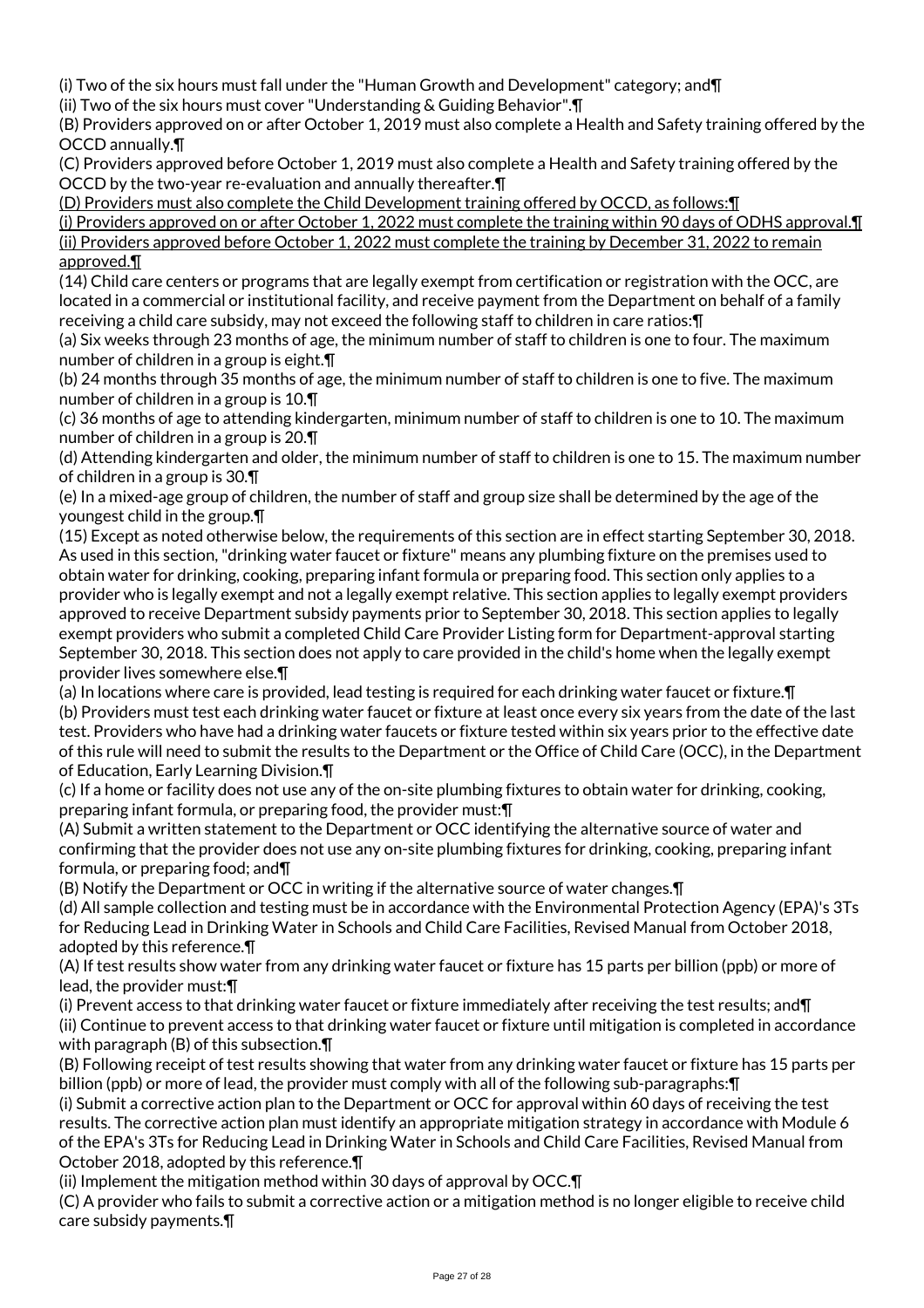(i) Two of the six hours must fall under the "Human Growth and Development" category; and¶

(ii) Two of the six hours must cover "Understanding & Guiding Behavior".¶

(B) Providers approved on or after October 1, 2019 must also complete a Health and Safety training offered by the OCCD annually.¶

(C) Providers approved before October 1, 2019 must also complete a Health and Safety training offered by the OCCD by the two-year re-evaluation and annually thereafter.¶

<u>(D) Providers must also complete the Child Development training offered by OCCD, as follows:¶</u>

<u>(i) Providers approved on or after October 1, 2022 must complete the training within 90 days of ODHS approval.¶</u>

<u>(ii) Providers approved before October 1, 2022 must complete the training by December 31, 2022 to remain approved.¶</u>

(14) Child care centers or programs that are legally exempt from certification or registration with the OCC, are located in a commercial or institutional facility, and receive payment from the Department on behalf of a family receiving a child care subsidy, may not exceed the following staff to children in care ratios:¶

(a) Six weeks through 23 months of age, the minimum number of staff to children is one to four. The maximum number of children in a group is eight.¶

(b) 24 months through 35 months of age, the minimum number of staff to children is one to five. The maximum number of children in a group is 10.¶

(c) 36 months of age to attending kindergarten, minimum number of staff to children is one to 10. The maximum number of children in a group is 20.¶

(d) Attending kindergarten and older, the minimum number of staff to children is one to 15. The maximum number of children in a group is 30.¶

(e) In a mixed-age group of children, the number of staff and group size shall be determined by the age of the youngest child in the group.¶

(15) Except as noted otherwise below, the requirements of this section are in effect starting September 30, 2018. As used in this section, "drinking water faucet or fixture" means any plumbing fixture on the premises used to obtain water for drinking, cooking, preparing infant formula or preparing food. This section only applies to a provider who is legally exempt and not a legally exempt relative. This section applies to legally exempt providers approved to receive Department subsidy payments prior to September 30, 2018. This section applies to legally exempt providers who submit a completed Child Care Provider Listing form for Department-approval starting September 30, 2018. This section does not apply to care provided in the child's home when the legally exempt provider lives somewhere else.¶

(a) In locations where care is provided, lead testing is required for each drinking water faucet or fixture.¶

(b) Providers must test each drinking water faucet or fixture at least once every six years from the date of the last test. Providers who have had a drinking water faucets or fixture tested within six years prior to the effective date of this rule will need to submit the results to the Department or the Office of Child Care (OCC), in the Department of Education, Early Learning Division.¶

(c) If a home or facility does not use any of the on-site plumbing fixtures to obtain water for drinking, cooking, preparing infant formula, or preparing food, the provider must:¶

(A) Submit a written statement to the Department or OCC identifying the alternative source of water and confirming that the provider does not use any on-site plumbing fixtures for drinking, cooking, preparing infant formula, or preparing food; and¶

(B) Notify the Department or OCC in writing if the alternative source of water changes.¶

(d) All sample collection and testing must be in accordance with the Environmental Protection Agency (EPA)'s 3Ts for Reducing Lead in Drinking Water in Schools and Child Care Facilities, Revised Manual from October 2018, adopted by this reference.¶

(A) If test results show water from any drinking water faucet or fixture has 15 parts per billion (ppb) or more of lead, the provider must:¶

(i) Prevent access to that drinking water faucet or fixture immediately after receiving the test results; and¶

(ii) Continue to prevent access to that drinking water faucet or fixture until mitigation is completed in accordance with paragraph (B) of this subsection.¶

(B) Following receipt of test results showing that water from any drinking water faucet or fixture has 15 parts per billion (ppb) or more of lead, the provider must comply with all of the following sub-paragraphs:¶

(i) Submit a corrective action plan to the Department or OCC for approval within 60 days of receiving the test results. The corrective action plan must identify an appropriate mitigation strategy in accordance with Module 6 of the EPA's 3Ts for Reducing Lead in Drinking Water in Schools and Child Care Facilities, Revised Manual from October 2018, adopted by this reference.¶

(ii) Implement the mitigation method within 30 days of approval by OCC.¶

(C) A provider who fails to submit a corrective action or a mitigation method is no longer eligible to receive child care subsidy payments.¶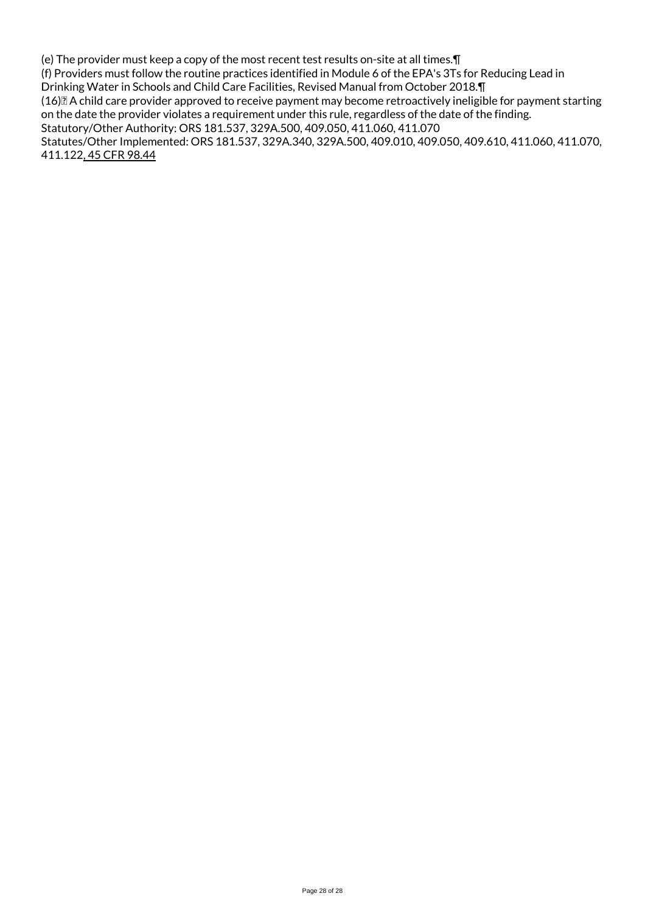(e) The provider must keep a copy of the most recent test results on-site at all times.¶

(f) Providers must follow the routine practices identified in Module 6 of the EPA's 3Ts for Reducing Lead in Drinking Water in Schools and Child Care Facilities, Revised Manual from October 2018.¶

(16) A child care provider approved to receive payment may become retroactively ineligible for payment starting on the date the provider violates a requirement under this rule, regardless of the date of the finding.

Statutory/Other Authority: ORS 181.537, 329A.500, 409.050, 411.060, 411.070

Statutes/Other Implemented: ORS 181.537, 329A.340, 329A.500, 409.010, 409.050, 409.610, 411.060, 411.070, 411.122, 45 CFR 98.44